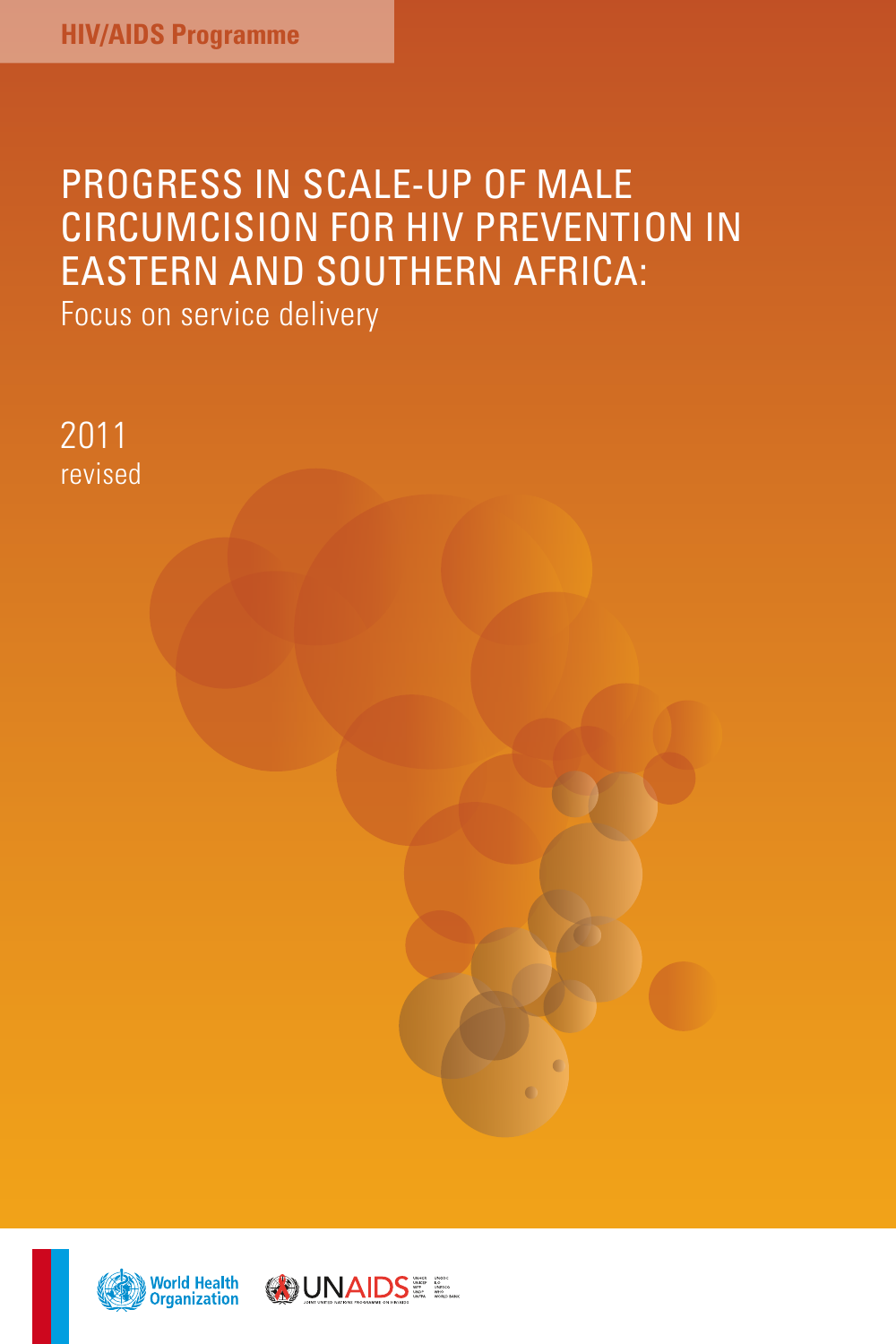HIV/AIDS Programme

# PROGRESS IN SCALE-UP OF MALE CIRCUMCISION FOR HIV PREVENTION IN EASTERN AND SOUTHERN AFRICA:

## Focus on service delivery

2011
revised

World Health Organization

UNAIDS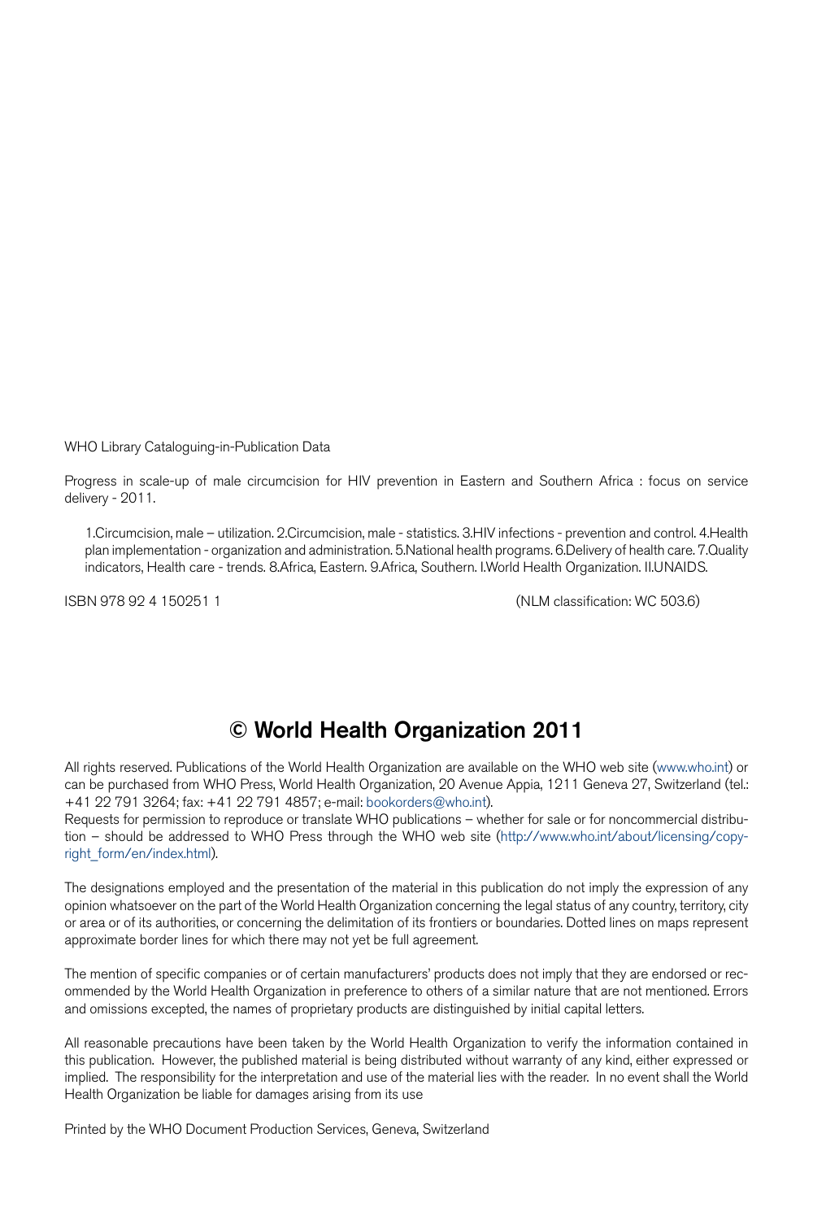WHO Library Cataloguing-in-Publication Data

Progress in scale-up of male circumcision for HIV prevention in Eastern and Southern Africa : focus on service delivery - 2011.

1.Circumcision, male – utilization. 2.Circumcision, male - statistics. 3.HIV infections - prevention and control. 4.Health plan implementation - organization and administration. 5.National health programs. 6.Delivery of health care. 7.Quality indicators, Health care - trends. 8.Africa, Eastern. 9.Africa, Southern. I.World Health Organization. II.UNAIDS.

ISBN 978 92 4 150251 1 (NLM classification: WC 503.6)

## © World Health Organization 2011

All rights reserved. Publications of the World Health Organization are available on the WHO web site (www.who.int) or can be purchased from WHO Press, World Health Organization, 20 Avenue Appia, 1211 Geneva 27, Switzerland (tel.: +41 22 791 3264; fax: +41 22 791 4857; e-mail: bookorders@who.int).
Requests for permission to reproduce or translate WHO publications – whether for sale or for noncommercial distribution – should be addressed to WHO Press through the WHO web site (http://www.who.int/about/licensing/copyright_form/en/index.html).

The designations employed and the presentation of the material in this publication do not imply the expression of any opinion whatsoever on the part of the World Health Organization concerning the legal status of any country, territory, city or area or of its authorities, or concerning the delimitation of its frontiers or boundaries. Dotted lines on maps represent approximate border lines for which there may not yet be full agreement.

The mention of specific companies or of certain manufacturers' products does not imply that they are endorsed or recommended by the World Health Organization in preference to others of a similar nature that are not mentioned. Errors and omissions excepted, the names of proprietary products are distinguished by initial capital letters.

All reasonable precautions have been taken by the World Health Organization to verify the information contained in this publication. However, the published material is being distributed without warranty of any kind, either expressed or implied. The responsibility for the interpretation and use of the material lies with the reader. In no event shall the World Health Organization be liable for damages arising from its use

Printed by the WHO Document Production Services, Geneva, Switzerland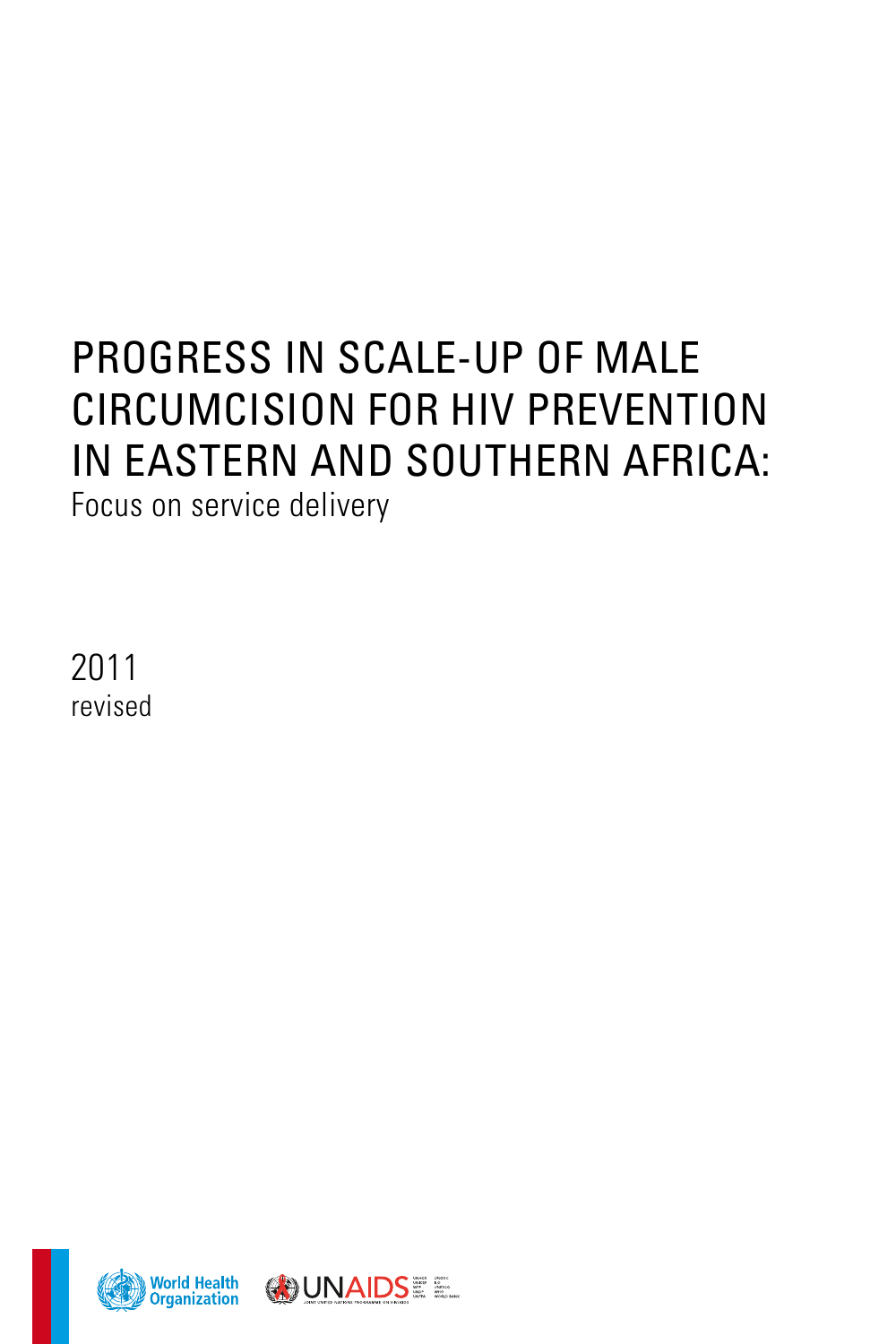# PROGRESS IN SCALE-UP OF MALE CIRCUMCISION FOR HIV PREVENTION IN EASTERN AND SOUTHERN AFRICA:

Focus on service delivery

2011

revised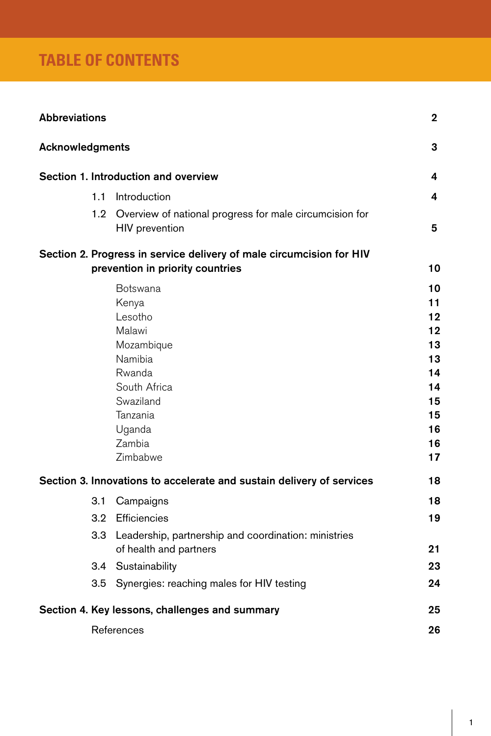# TABLE OF CONTENTS

| | |
|---|---|
| **Abbreviations** | **2** |
| **Acknowledgments** | **3** |
| **Section 1. Introduction and overview** | **4** |
| 1.1 Introduction | **4** |
| 1.2 Overview of national progress for male circumcision for HIV prevention | **5** |
| **Section 2. Progress in service delivery of male circumcision for HIV prevention in priority countries** | **10** |
| Botswana | **10** |
| Kenya | **11** |
| Lesotho | **12** |
| Malawi | **12** |
| Mozambique | **13** |
| Namibia | **13** |
| Rwanda | **14** |
| South Africa | **14** |
| Swaziland | **15** |
| Tanzania | **15** |
| Uganda | **16** |
| Zambia | **16** |
| Zimbabwe | **17** |
| **Section 3. Innovations to accelerate and sustain delivery of services** | **18** |
| 3.1 Campaigns | **18** |
| 3.2 Efficiencies | **19** |
| 3.3 Leadership, partnership and coordination: ministries of health and partners | **21** |
| 3.4 Sustainability | **23** |
| 3.5 Synergies: reaching males for HIV testing | **24** |
| **Section 4. Key lessons, challenges and summary** | **25** |
| References | **26** |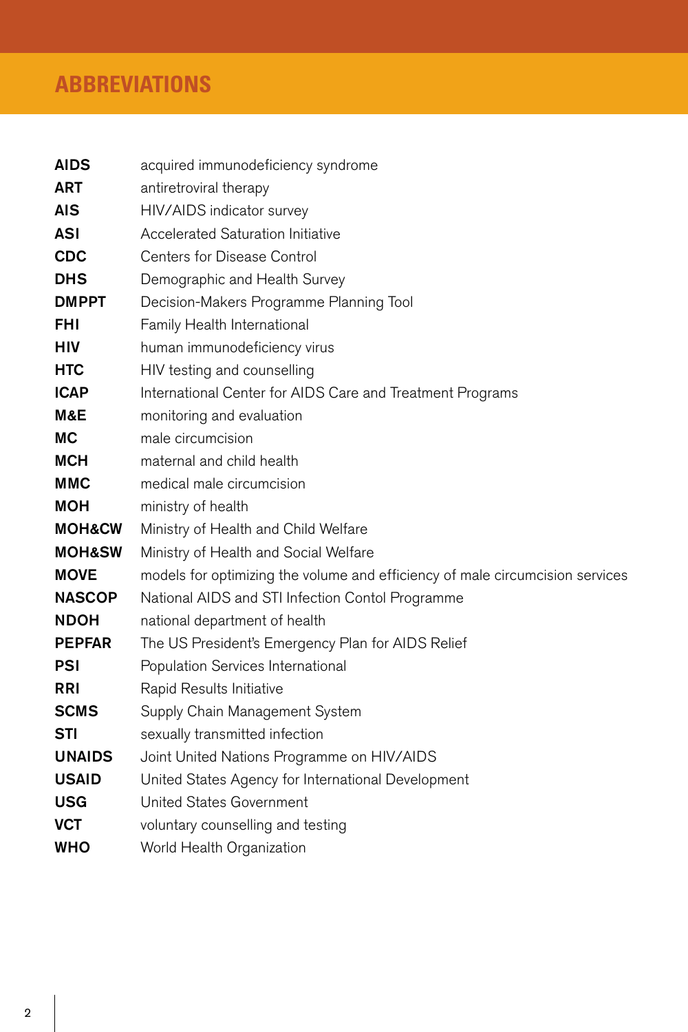## ABBREVIATIONS

| | |
|---|---|
| **AIDS** | acquired immunodeficiency syndrome |
| **ART** | antiretroviral therapy |
| **AIS** | HIV/AIDS indicator survey |
| **ASI** | Accelerated Saturation Initiative |
| **CDC** | Centers for Disease Control |
| **DHS** | Demographic and Health Survey |
| **DMPPT** | Decision-Makers Programme Planning Tool |
| **FHI** | Family Health International |
| **HIV** | human immunodeficiency virus |
| **HTC** | HIV testing and counselling |
| **ICAP** | International Center for AIDS Care and Treatment Programs |
| **M&E** | monitoring and evaluation |
| **MC** | male circumcision |
| **MCH** | maternal and child health |
| **MMC** | medical male circumcision |
| **MOH** | ministry of health |
| **MOH&CW** | Ministry of Health and Child Welfare |
| **MOH&SW** | Ministry of Health and Social Welfare |
| **MOVE** | models for optimizing the volume and efficiency of male circumcision services |
| **NASCOP** | National AIDS and STI Infection Contol Programme |
| **NDOH** | national department of health |
| **PEPFAR** | The US President's Emergency Plan for AIDS Relief |
| **PSI** | Population Services International |
| **RRI** | Rapid Results Initiative |
| **SCMS** | Supply Chain Management System |
| **STI** | sexually transmitted infection |
| **UNAIDS** | Joint United Nations Programme on HIV/AIDS |
| **USAID** | United States Agency for International Development |
| **USG** | United States Government |
| **VCT** | voluntary counselling and testing |
| **WHO** | World Health Organization |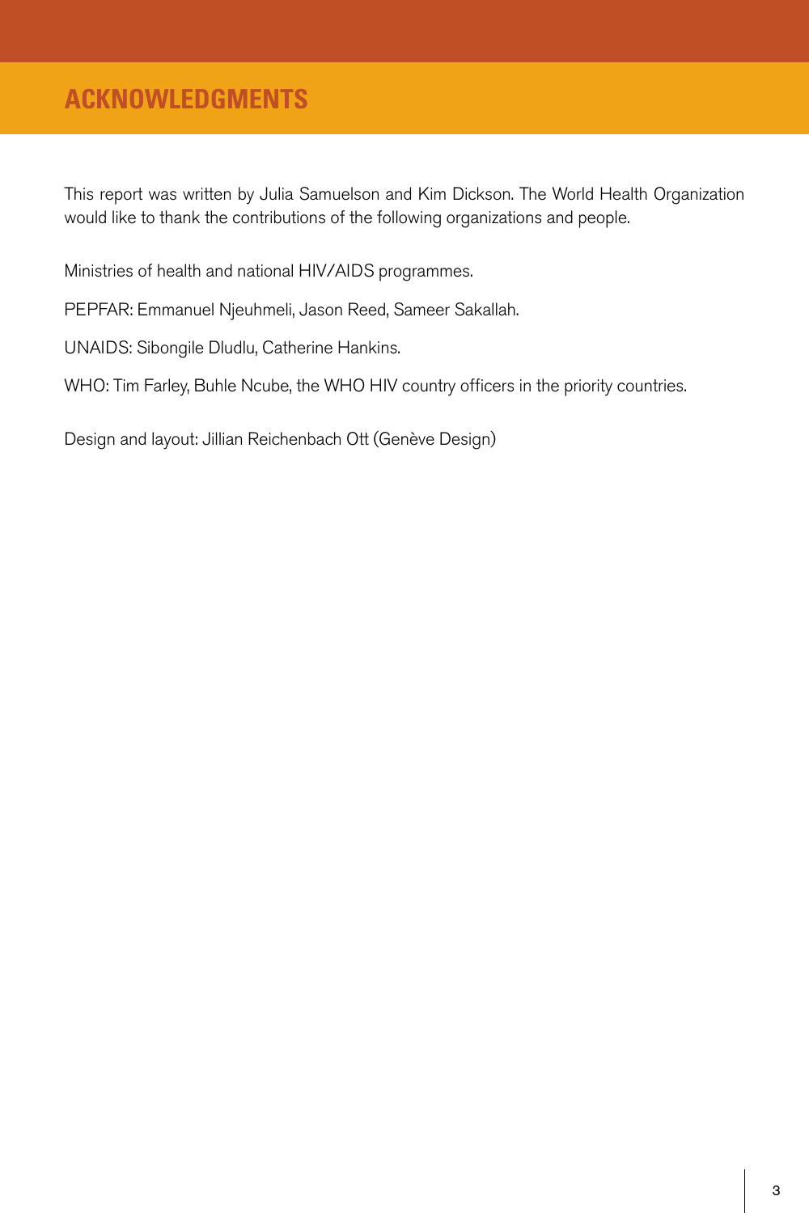# ACKNOWLEDGMENTS

This report was written by Julia Samuelson and Kim Dickson. The World Health Organization would like to thank the contributions of the following organizations and people.

Ministries of health and national HIV/AIDS programmes.

PEPFAR: Emmanuel Njeuhmeli, Jason Reed, Sameer Sakallah.

UNAIDS: Sibongile Dludlu, Catherine Hankins.

WHO: Tim Farley, Buhle Ncube, the WHO HIV country officers in the priority countries.

Design and layout: Jillian Reichenbach Ott (Genève Design)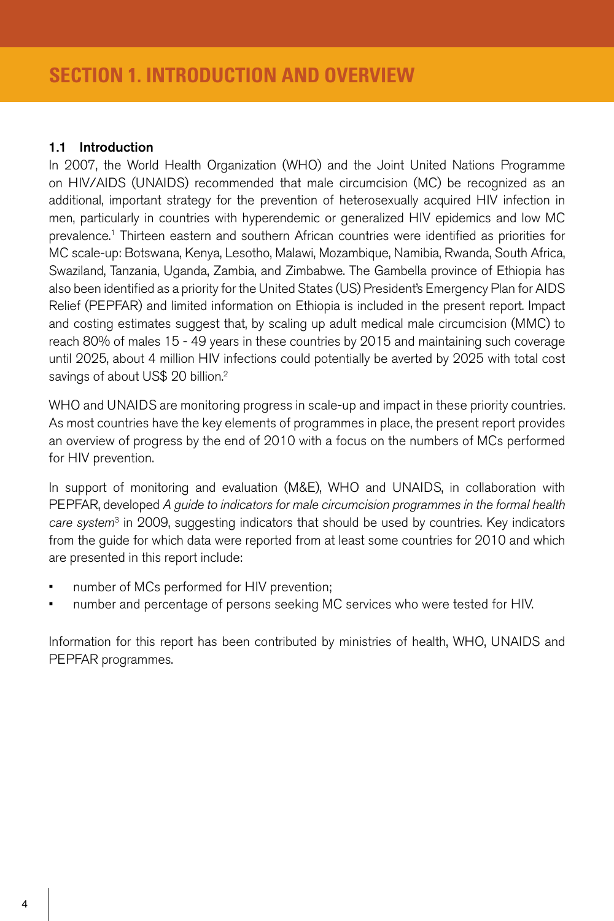# SECTION 1. INTRODUCTION AND OVERVIEW

## 1.1 Introduction

In 2007, the World Health Organization (WHO) and the Joint United Nations Programme on HIV/AIDS (UNAIDS) recommended that male circumcision (MC) be recognized as an additional, important strategy for the prevention of heterosexually acquired HIV infection in men, particularly in countries with hyperendemic or generalized HIV epidemics and low MC prevalence.[1] Thirteen eastern and southern African countries were identified as priorities for MC scale-up: Botswana, Kenya, Lesotho, Malawi, Mozambique, Namibia, Rwanda, South Africa, Swaziland, Tanzania, Uganda, Zambia, and Zimbabwe. The Gambella province of Ethiopia has also been identified as a priority for the United States (US) President's Emergency Plan for AIDS Relief (PEPFAR) and limited information on Ethiopia is included in the present report. Impact and costing estimates suggest that, by scaling up adult medical male circumcision (MMC) to reach 80% of males 15 - 49 years in these countries by 2015 and maintaining such coverage until 2025, about 4 million HIV infections could potentially be averted by 2025 with total cost savings of about US$ 20 billion.[2]

WHO and UNAIDS are monitoring progress in scale-up and impact in these priority countries. As most countries have the key elements of programmes in place, the present report provides an overview of progress by the end of 2010 with a focus on the numbers of MCs performed for HIV prevention.

In support of monitoring and evaluation (M&E), WHO and UNAIDS, in collaboration with PEPFAR, developed *A guide to indicators for male circumcision programmes in the formal health care system*[3] in 2009, suggesting indicators that should be used by countries. Key indicators from the guide for which data were reported from at least some countries for 2010 and which are presented in this report include:

- number of MCs performed for HIV prevention;
- number and percentage of persons seeking MC services who were tested for HIV.

Information for this report has been contributed by ministries of health, WHO, UNAIDS and PEPFAR programmes.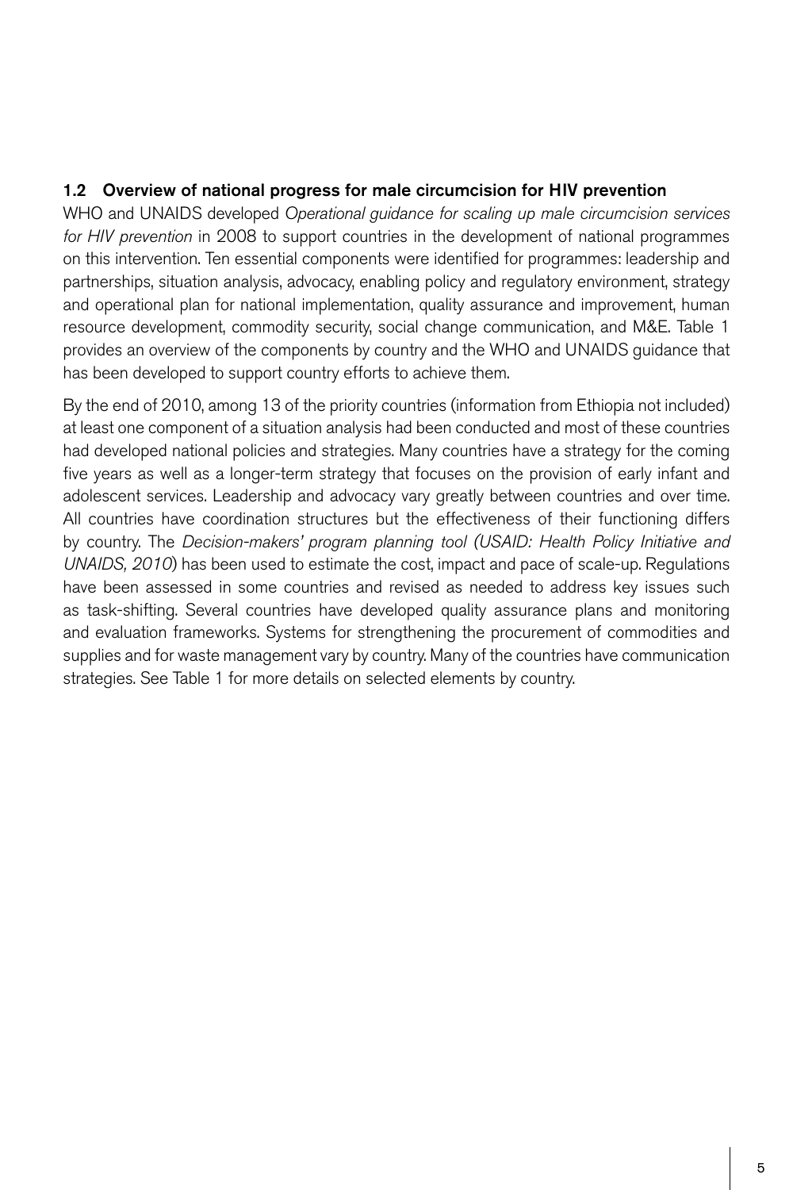## 1.2 Overview of national progress for male circumcision for HIV prevention

WHO and UNAIDS developed *Operational guidance for scaling up male circumcision services for HIV prevention* in 2008 to support countries in the development of national programmes on this intervention. Ten essential components were identified for programmes: leadership and partnerships, situation analysis, advocacy, enabling policy and regulatory environment, strategy and operational plan for national implementation, quality assurance and improvement, human resource development, commodity security, social change communication, and M&E. Table 1 provides an overview of the components by country and the WHO and UNAIDS guidance that has been developed to support country efforts to achieve them.

By the end of 2010, among 13 of the priority countries (information from Ethiopia not included) at least one component of a situation analysis had been conducted and most of these countries had developed national policies and strategies. Many countries have a strategy for the coming five years as well as a longer-term strategy that focuses on the provision of early infant and adolescent services. Leadership and advocacy vary greatly between countries and over time. All countries have coordination structures but the effectiveness of their functioning differs by country. The *Decision-makers' program planning tool (USAID: Health Policy Initiative and UNAIDS, 2010*) has been used to estimate the cost, impact and pace of scale-up. Regulations have been assessed in some countries and revised as needed to address key issues such as task-shifting. Several countries have developed quality assurance plans and monitoring and evaluation frameworks. Systems for strengthening the procurement of commodities and supplies and for waste management vary by country. Many of the countries have communication strategies. See Table 1 for more details on selected elements by country.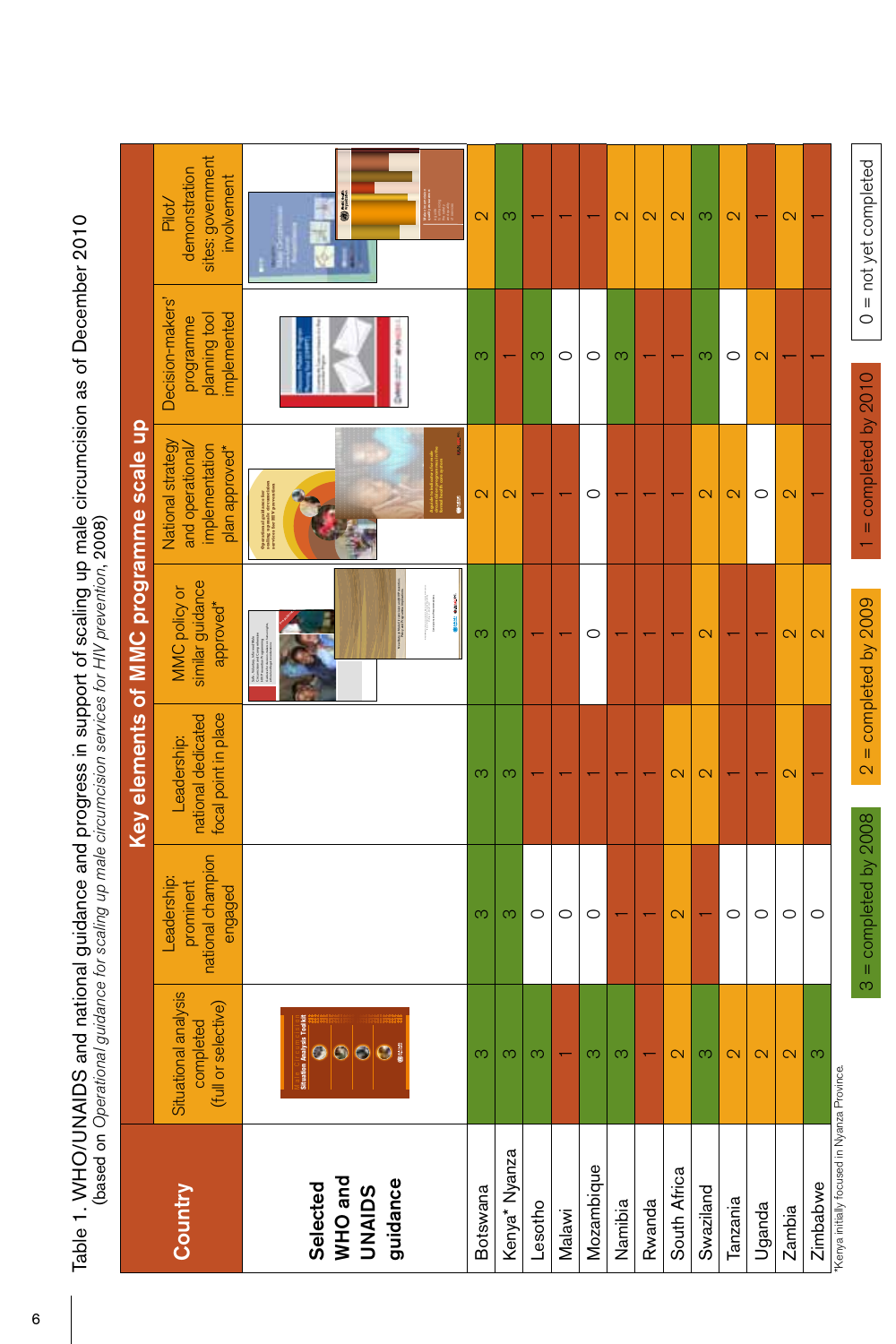Table 1. WHO/UNAIDS and national guidance and progress in support of scaling up male circumcision as of December 2010
(based on *Operational guidance for scaling up male circumcision services for HIV prevention*, 2008)

| Country | Key elements of MMC programme scale up | | | | | | |
|---|---|---|---|---|---|---|---|
| | Situational analysis completed (full or selective) | Leadership: prominent national champion engaged | Leadership: national dedicated focal point in place | MMC policy or similar guidance approved* | National strategy and operational/ implementation plan approved* | Decision-makers' programme planning tool implemented | Pilot/ demonstration sites: government involvement |
| **Selected WHO and UNAIDS guidance** | | | | | | | |
| Botswana | 3 | 3 | 3 | 3 | 2 | 3 | 2 |
| Kenya* Nyanza | 3 | 3 | 3 | 3 | 2 | 1 | 3 |
| Lesotho | 3 | 0 | 1 | 1 | 1 | 3 | 1 |
| Malawi | 1 | 0 | 1 | 1 | 1 | 0 | 1 |
| Mozambique | 3 | 0 | 1 | 0 | 0 | 0 | 1 |
| Namibia | 3 | 1 | 1 | 1 | 1 | 3 | 2 |
| Rwanda | 1 | 1 | 1 | 1 | 1 | 1 | 2 |
| South Africa | 2 | 2 | 2 | 1 | 1 | 1 | 2 |
| Swaziland | 3 | 1 | 2 | 2 | 2 | 3 | 3 |
| Tanzania | 2 | 0 | 1 | 1 | 2 | 0 | 2 |
| Uganda | 2 | 0 | 1 | 1 | 0 | 2 | 1 |
| Zambia | 2 | 0 | 2 | 2 | 2 | 1 | 2 |
| Zimbabwe | 3 | 0 | 1 | 2 | 1 | 1 | 1 |

*Kenya initially focused in Nyanza Province.

3 = completed by 2008 | 2 = completed by 2009 | 1 = completed by 2010 | 0 = not yet completed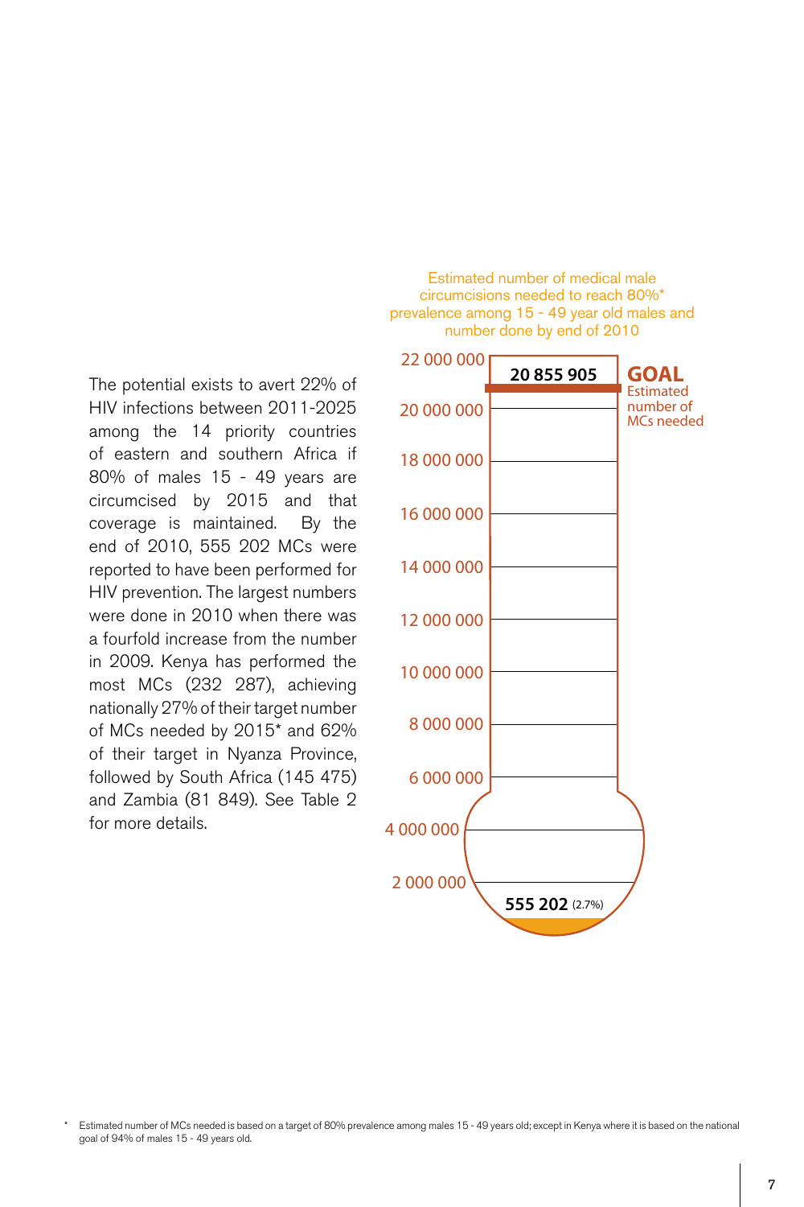The potential exists to avert 22% of HIV infections between 2011-2025 among the 14 priority countries of eastern and southern Africa if 80% of males 15 - 49 years are circumcised by 2015 and that coverage is maintained. By the end of 2010, 555 202 MCs were reported to have been performed for HIV prevention. The largest numbers were done in 2010 when there was a fourfold increase from the number in 2009. Kenya has performed the most MCs (232 287), achieving nationally 27% of their target number of MCs needed by 2015* and 62% of their target in Nyanza Province, followed by South Africa (145 475) and Zambia (81 849). See Table 2 for more details.

Estimated number of medical male circumcisions needed to reach 80%* prevalence among 15 - 49 year old males and number done by end of 2010

22 000 000
20 000 000
18 000 000
16 000 000
14 000 000
12 000 000
10 000 000
8 000 000
6 000 000
4 000 000
2 000 000

**20 855 905**

**GOAL** Estimated number of MCs needed

**555 202** (2.7%)

\* Estimated number of MCs needed is based on a target of 80% prevalence among males 15 - 49 years old; except in Kenya where it is based on the national goal of 94% of males 15 - 49 years old.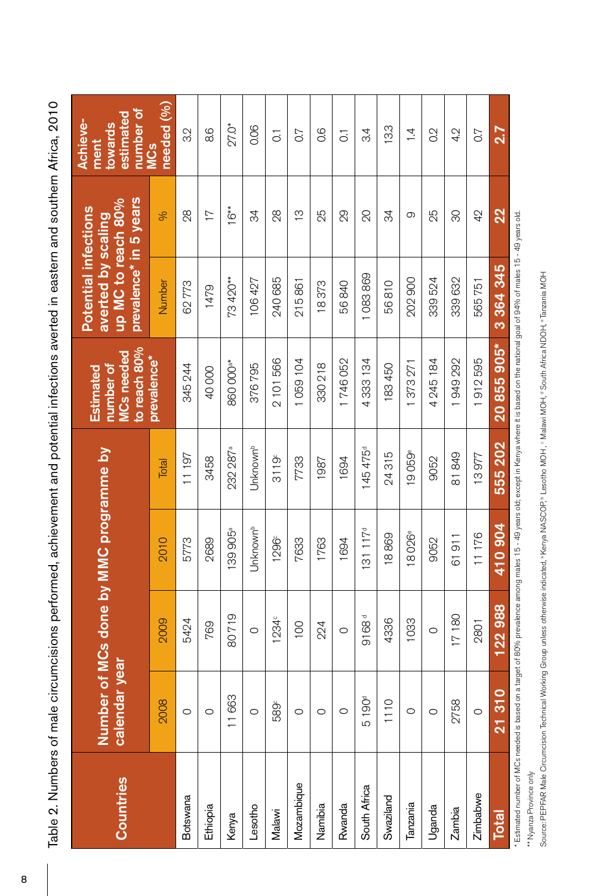Table 2. Numbers of male circumcisions performed, achievement and potential infections averted in eastern and southern Africa, 2010

| Countries | Number of MCs done by MMC programme by calendar year | | | | Estimated number of MCs needed to reach 80% prevalence* | Potential infections averted by scaling up MC to reach 80% prevalence* in 5 years | | Achievement towards estimated number of MCs needed (%) |
|---|---|---|---|---|---|---|---|---|
| | 2008 | 2009 | 2010 | Total | | Number | % | |
| Botswana | 0 | 5424 | 5773 | 11 197 | 345 244 | 62 773 | 28 | 3.2 |
| Ethiopia | 0 | 769 | 2689 | 3458 | 40 000 | 1479 | 17 | 8.6 |
| Kenya | 11 663 | 80 719 | 139 905[a] | 232 287[a] | 860 000[a]* | 73 420** | 16** | 27.0* |
| Lesotho | 0 | 0 | Unknown[b] | Unknown[b] | 376 795 | 106 427 | 34 | 0.06 |
| Malawi | 589[c] | 1234[c] | 1296[c] | 3119[c] | 2 101 566 | 240 685 | 28 | 0.1 |
| Mozambique | 0 | 100 | 7633 | 7733 | 1 059 104 | 215 861 | 13 | 0.7 |
| Namibia | 0 | 224 | 1763 | 1987 | 330 218 | 18 373 | 25 | 0.6 |
| Rwanda | 0 | 0 | 1694 | 1694 | 1 746 052 | 56 840 | 29 | 0.1 |
| South Africa | 5 190[d] | 9168[d] | 131 117[d] | 145 475[d] | 4 333 134 | 1 083 869 | 20 | 3.4 |
| Swaziland | 1110 | 4336 | 18 869 | 24 315 | 183 450 | 56 810 | 34 | 13.3 |
| Tanzania | 0 | 1033 | 18 026[e] | 19 059[e] | 1 373 271 | 202 900 | 9 | 1.4 |
| Uganda | 0 | 0 | 9052 | 9052 | 4 245 184 | 339 524 | 25 | 0.2 |
| Zambia | 2758 | 17 180 | 61 911 | 81 849 | 1 949 292 | 339 632 | 30 | 4.2 |
| Zimbabwe | 0 | 2801 | 11 176 | 13 977 | 1 912 595 | 565 751 | 42 | 0.7 |
| **Total** | **21 310** | **122 988** | **410 904** | **555 202** | **20 855 905*** | **3 364 345** | **22** | **2.7** |

\* Estimated number of MCs needed is based on a target of 80% prevalence among males 15 - 49 years old; except in Kenya where it is based on the national goal of 94% of males 15 - 49 years old.

** Nyanza Province only

Source: PEPFAR Male Circumcision Technical Working Group unless otherwise indicated, [a] Kenya NASCOP, [b] Lesotho MOH, [c] Malawi MOH, [d] South Africa NDOH, [e] Tanzania MOH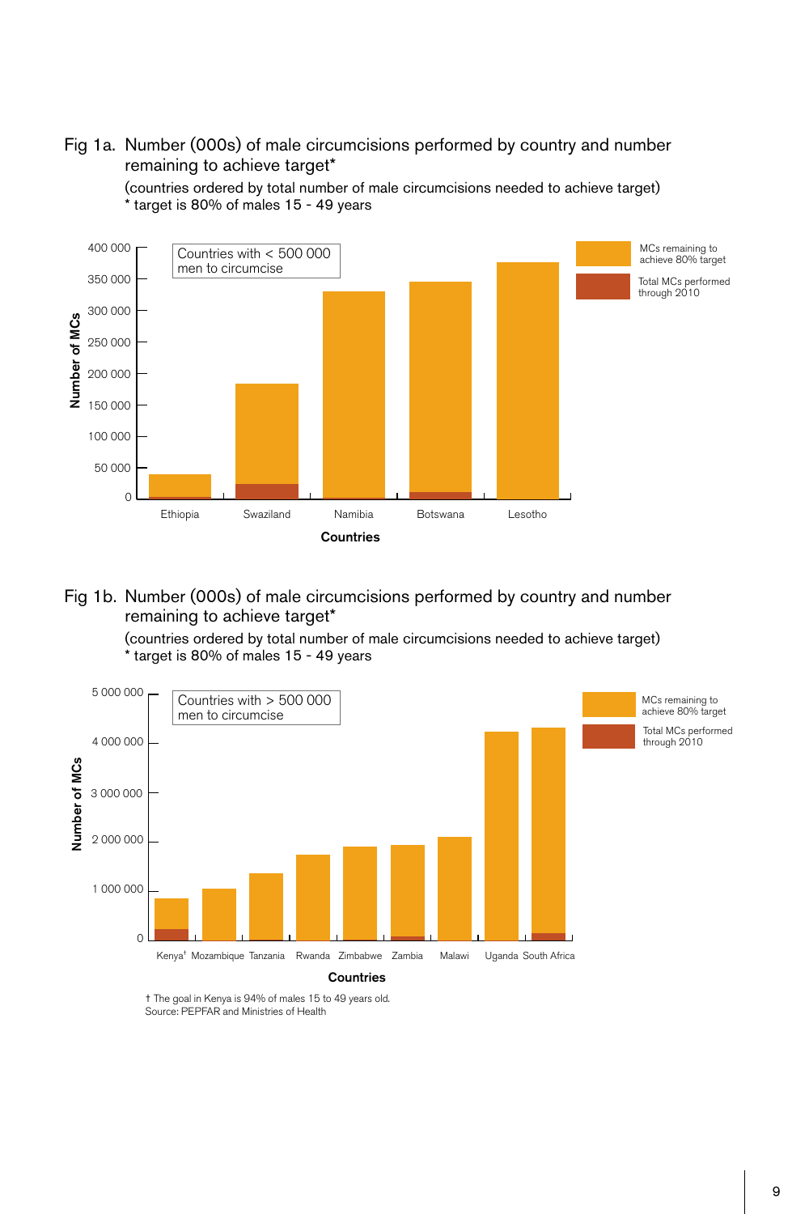Fig 1a. Number (000s) of male circumcisions performed by country and number remaining to achieve target*

(countries ordered by total number of male circumcisions needed to achieve target)
* target is 80% of males 15 - 49 years

Countries with < 500 000 men to circumcise

Number of MCs: 0, 50 000, 100 000, 150 000, 200 000, 250 000, 300 000, 350 000, 400 000

Countries: Ethiopia, Swaziland, Namibia, Botswana, Lesotho

MCs remaining to achieve 80% target
Total MCs performed through 2010

Fig 1b. Number (000s) of male circumcisions performed by country and number remaining to achieve target*

(countries ordered by total number of male circumcisions needed to achieve target)
* target is 80% of males 15 - 49 years

Countries with > 500 000 men to circumcise

Number of MCs: 0, 1 000 000, 2 000 000, 3 000 000, 4 000 000, 5 000 000

Countries: Kenya†, Mozambique, Tanzania, Rwanda, Zimbabwe, Zambia, Malawi, Uganda, South Africa

MCs remaining to achieve 80% target
Total MCs performed through 2010

† The goal in Kenya is 94% of males 15 to 49 years old.
Source: PEPFAR and Ministries of Health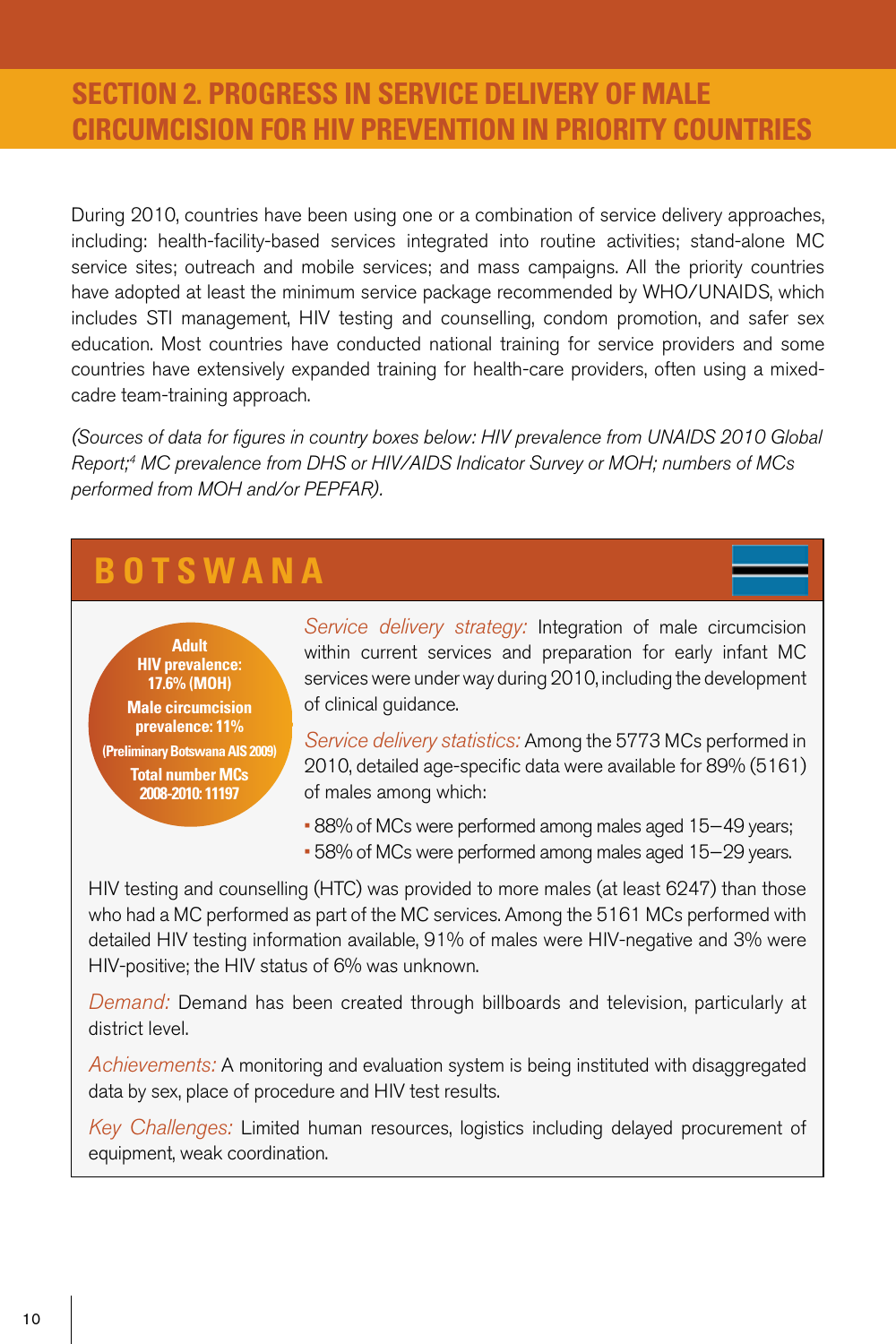# SECTION 2. PROGRESS IN SERVICE DELIVERY OF MALE CIRCUMCISION FOR HIV PREVENTION IN PRIORITY COUNTRIES

During 2010, countries have been using one or a combination of service delivery approaches, including: health-facility-based services integrated into routine activities; stand-alone MC service sites; outreach and mobile services; and mass campaigns. All the priority countries have adopted at least the minimum service package recommended by WHO/UNAIDS, which includes STI management, HIV testing and counselling, condom promotion, and safer sex education. Most countries have conducted national training for service providers and some countries have extensively expanded training for health-care providers, often using a mixed-cadre team-training approach.

*(Sources of data for figures in country boxes below: HIV prevalence from UNAIDS 2010 Global Report;[4] MC prevalence from DHS or HIV/AIDS Indicator Survey or MOH; numbers of MCs performed from MOH and/or PEPFAR).*

## BOTSWANA

**Adult HIV prevalence: 17.6% (MOH)**
**Male circumcision prevalence: 11%**
**(Preliminary Botswana AIS 2009)**
**Total number MCs 2008-2010: 11197**

*Service delivery strategy:* Integration of male circumcision within current services and preparation for early infant MC services were under way during 2010, including the development of clinical guidance.

*Service delivery statistics:* Among the 5773 MCs performed in 2010, detailed age-specific data were available for 89% (5161) of males among which:

- 88% of MCs were performed among males aged 15–49 years;
- 58% of MCs were performed among males aged 15–29 years.

HIV testing and counselling (HTC) was provided to more males (at least 6247) than those who had a MC performed as part of the MC services. Among the 5161 MCs performed with detailed HIV testing information available, 91% of males were HIV-negative and 3% were HIV-positive; the HIV status of 6% was unknown.

*Demand:* Demand has been created through billboards and television, particularly at district level.

*Achievements:* A monitoring and evaluation system is being instituted with disaggregated data by sex, place of procedure and HIV test results.

*Key Challenges:* Limited human resources, logistics including delayed procurement of equipment, weak coordination.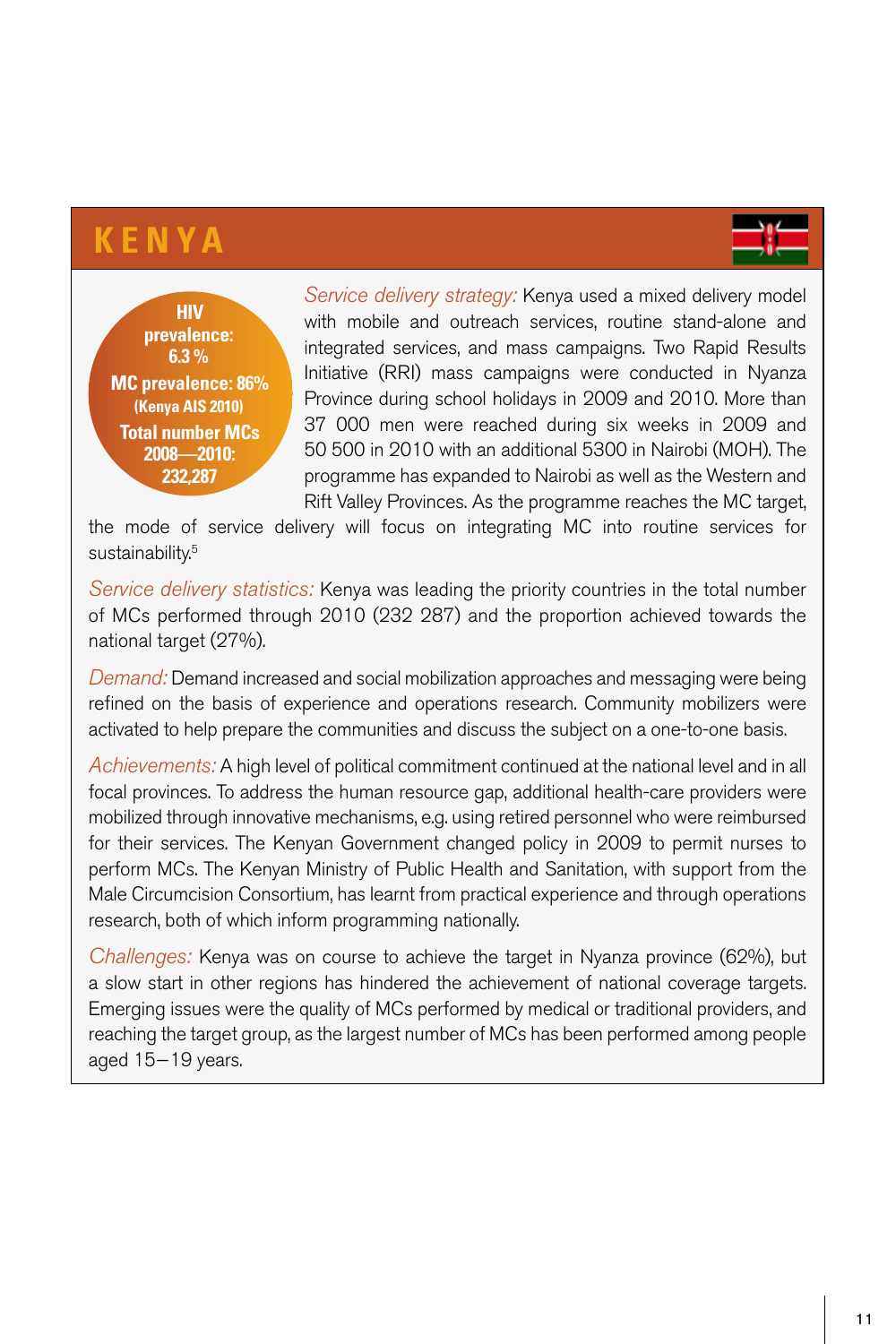# KENYA

**HIV prevalence: 6.3 %**
**MC prevalence: 86%**
**(Kenya AIS 2010)**
**Total number MCs 2008—2010: 232,287**

*Service delivery strategy:* Kenya used a mixed delivery model with mobile and outreach services, routine stand-alone and integrated services, and mass campaigns. Two Rapid Results Initiative (RRI) mass campaigns were conducted in Nyanza Province during school holidays in 2009 and 2010. More than 37 000 men were reached during six weeks in 2009 and 50 500 in 2010 with an additional 5300 in Nairobi (MOH). The programme has expanded to Nairobi as well as the Western and Rift Valley Provinces. As the programme reaches the MC target, the mode of service delivery will focus on integrating MC into routine services for sustainability.[5]

*Service delivery statistics:* Kenya was leading the priority countries in the total number of MCs performed through 2010 (232 287) and the proportion achieved towards the national target (27%).

*Demand:* Demand increased and social mobilization approaches and messaging were being refined on the basis of experience and operations research. Community mobilizers were activated to help prepare the communities and discuss the subject on a one-to-one basis.

*Achievements:* A high level of political commitment continued at the national level and in all focal provinces. To address the human resource gap, additional health-care providers were mobilized through innovative mechanisms, e.g. using retired personnel who were reimbursed for their services. The Kenyan Government changed policy in 2009 to permit nurses to perform MCs. The Kenyan Ministry of Public Health and Sanitation, with support from the Male Circumcision Consortium, has learnt from practical experience and through operations research, both of which inform programming nationally.

*Challenges:* Kenya was on course to achieve the target in Nyanza province (62%), but a slow start in other regions has hindered the achievement of national coverage targets. Emerging issues were the quality of MCs performed by medical or traditional providers, and reaching the target group, as the largest number of MCs has been performed among people aged 15–19 years.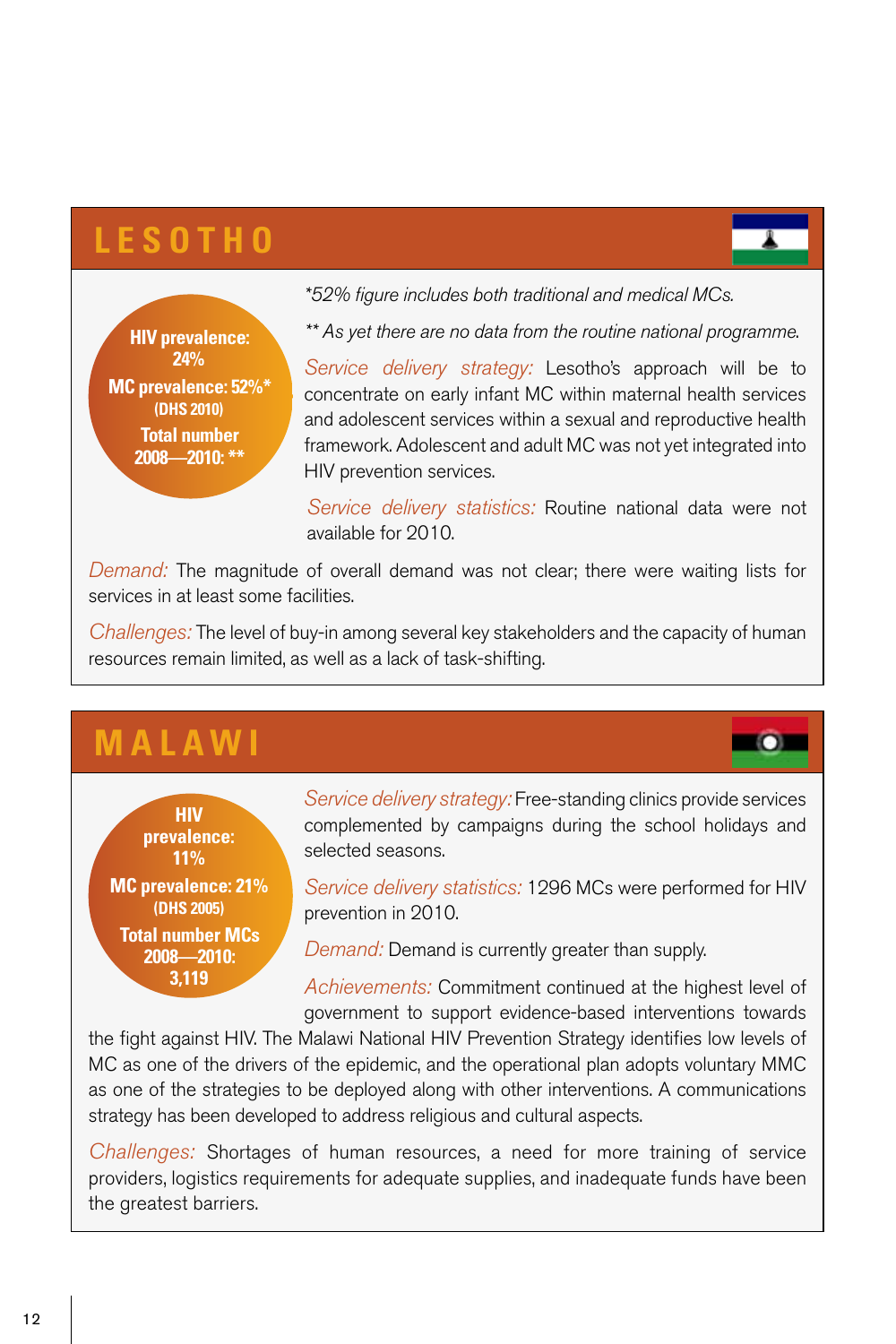## LESOTHO

**HIV prevalence: 24%**

**MC prevalence: 52%***
**(DHS 2010)**

**Total number 2008—2010: ****

*\*52% figure includes both traditional and medical MCs.*

*\*\* As yet there are no data from the routine national programme.*

*Service delivery strategy:* Lesotho's approach will be to concentrate on early infant MC within maternal health services and adolescent services within a sexual and reproductive health framework. Adolescent and adult MC was not yet integrated into HIV prevention services.

*Service delivery statistics:* Routine national data were not available for 2010.

*Demand:* The magnitude of overall demand was not clear; there were waiting lists for services in at least some facilities.

*Challenges:* The level of buy-in among several key stakeholders and the capacity of human resources remain limited, as well as a lack of task-shifting.

## MALAWI

**HIV prevalence: 11%**

**MC prevalence: 21%**
**(DHS 2005)**

**Total number MCs 2008—2010: 3,119**

*Service delivery strategy:* Free-standing clinics provide services complemented by campaigns during the school holidays and selected seasons.

*Service delivery statistics:* 1296 MCs were performed for HIV prevention in 2010.

*Demand:* Demand is currently greater than supply.

*Achievements:* Commitment continued at the highest level of government to support evidence-based interventions towards the fight against HIV. The Malawi National HIV Prevention Strategy identifies low levels of MC as one of the drivers of the epidemic, and the operational plan adopts voluntary MMC as one of the strategies to be deployed along with other interventions. A communications strategy has been developed to address religious and cultural aspects.

*Challenges:* Shortages of human resources, a need for more training of service providers, logistics requirements for adequate supplies, and inadequate funds have been the greatest barriers.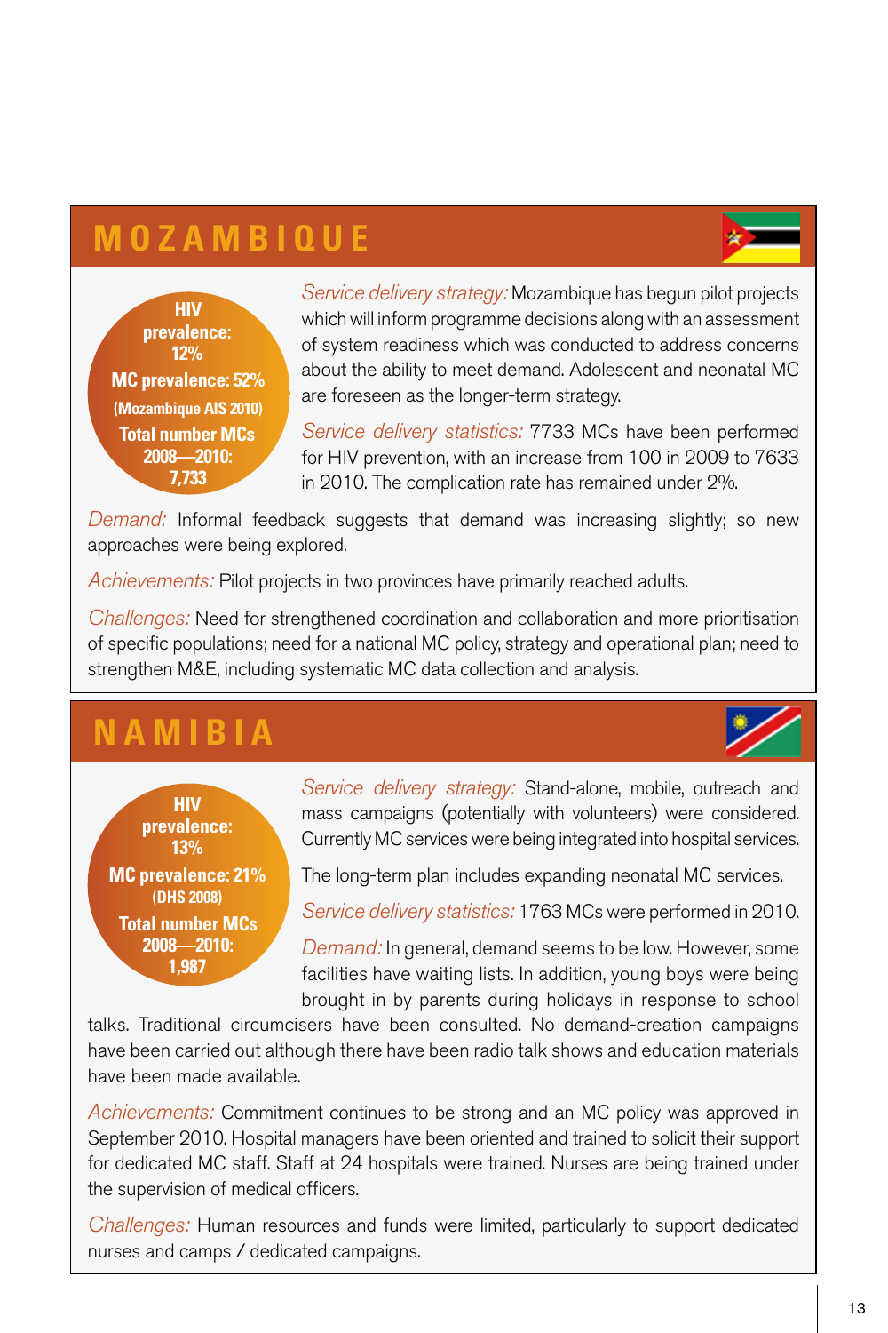## MOZAMBIQUE

**HIV prevalence: 12%**
**MC prevalence: 52%**
**(Mozambique AIS 2010)**
**Total number MCs 2008—2010: 7,733**

*Service delivery strategy:* Mozambique has begun pilot projects which will inform programme decisions along with an assessment of system readiness which was conducted to address concerns about the ability to meet demand. Adolescent and neonatal MC are foreseen as the longer-term strategy.

*Service delivery statistics:* 7733 MCs have been performed for HIV prevention, with an increase from 100 in 2009 to 7633 in 2010. The complication rate has remained under 2%.

*Demand:* Informal feedback suggests that demand was increasing slightly; so new approaches were being explored.

*Achievements:* Pilot projects in two provinces have primarily reached adults.

*Challenges:* Need for strengthened coordination and collaboration and more prioritisation of specific populations; need for a national MC policy, strategy and operational plan; need to strengthen M&E, including systematic MC data collection and analysis.

## NAMIBIA

**HIV prevalence: 13%**
**MC prevalence: 21%**
**(DHS 2008)**
**Total number MCs 2008—2010: 1,987**

*Service delivery strategy:* Stand-alone, mobile, outreach and mass campaigns (potentially with volunteers) were considered. Currently MC services were being integrated into hospital services.

The long-term plan includes expanding neonatal MC services.

*Service delivery statistics:* 1763 MCs were performed in 2010.

*Demand:* In general, demand seems to be low. However, some facilities have waiting lists. In addition, young boys were being brought in by parents during holidays in response to school talks. Traditional circumcisers have been consulted. No demand-creation campaigns have been carried out although there have been radio talk shows and education materials have been made available.

*Achievements:* Commitment continues to be strong and an MC policy was approved in September 2010. Hospital managers have been oriented and trained to solicit their support for dedicated MC staff. Staff at 24 hospitals were trained. Nurses are being trained under the supervision of medical officers.

*Challenges:* Human resources and funds were limited, particularly to support dedicated nurses and camps / dedicated campaigns.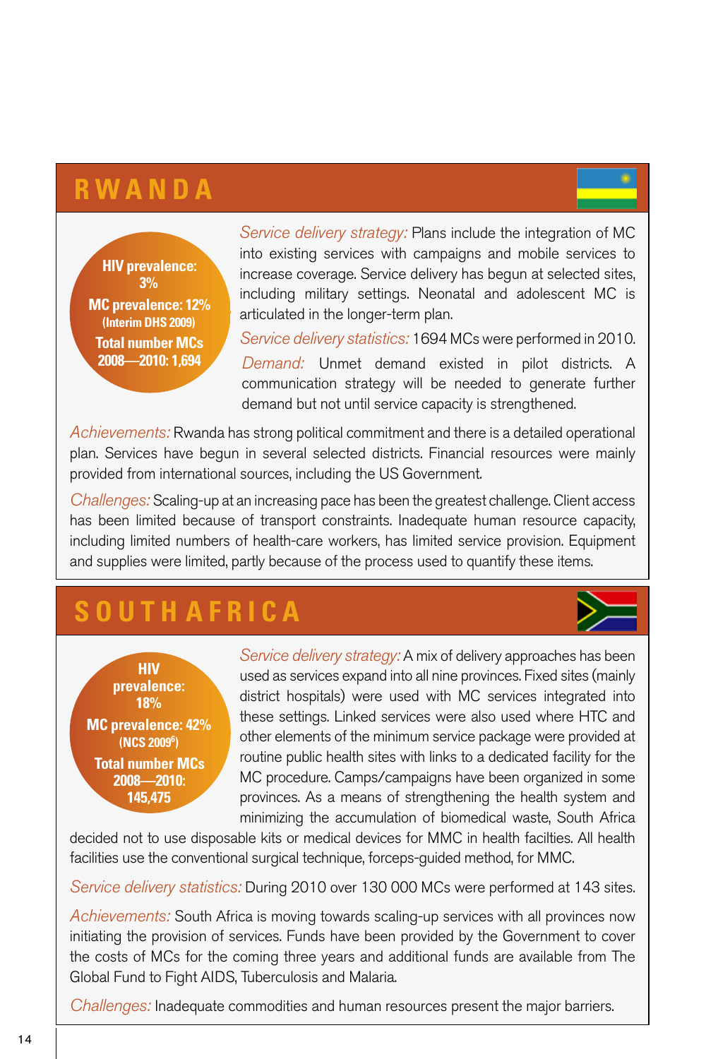## RWANDA

**HIV prevalence: 3%**
**MC prevalence: 12%**
**(Interim DHS 2009)**
**Total number MCs 2008—2010: 1,694**

*Service delivery strategy:* Plans include the integration of MC into existing services with campaigns and mobile services to increase coverage. Service delivery has begun at selected sites, including military settings. Neonatal and adolescent MC is articulated in the longer-term plan.

*Service delivery statistics:* 1694 MCs were performed in 2010.

*Demand:* Unmet demand existed in pilot districts. A communication strategy will be needed to generate further demand but not until service capacity is strengthened.

*Achievements:* Rwanda has strong political commitment and there is a detailed operational plan. Services have begun in several selected districts. Financial resources were mainly provided from international sources, including the US Government.

*Challenges:* Scaling-up at an increasing pace has been the greatest challenge. Client access has been limited because of transport constraints. Inadequate human resource capacity, including limited numbers of health-care workers, has limited service provision. Equipment and supplies were limited, partly because of the process used to quantify these items.

## SOUTH AFRICA

**HIV prevalence: 18%**
**MC prevalence: 42%**
**(NCS 2009[6])**
**Total number MCs 2008—2010: 145,475**

*Service delivery strategy:* A mix of delivery approaches has been used as services expand into all nine provinces. Fixed sites (mainly district hospitals) were used with MC services integrated into these settings. Linked services were also used where HTC and other elements of the minimum service package were provided at routine public health sites with links to a dedicated facility for the MC procedure. Camps/campaigns have been organized in some provinces. As a means of strengthening the health system and minimizing the accumulation of biomedical waste, South Africa decided not to use disposable kits or medical devices for MMC in health facilties. All health facilities use the conventional surgical technique, forceps-guided method, for MMC.

*Service delivery statistics:* During 2010 over 130 000 MCs were performed at 143 sites.

*Achievements:* South Africa is moving towards scaling-up services with all provinces now initiating the provision of services. Funds have been provided by the Government to cover the costs of MCs for the coming three years and additional funds are available from The Global Fund to Fight AIDS, Tuberculosis and Malaria.

*Challenges:* Inadequate commodities and human resources present the major barriers.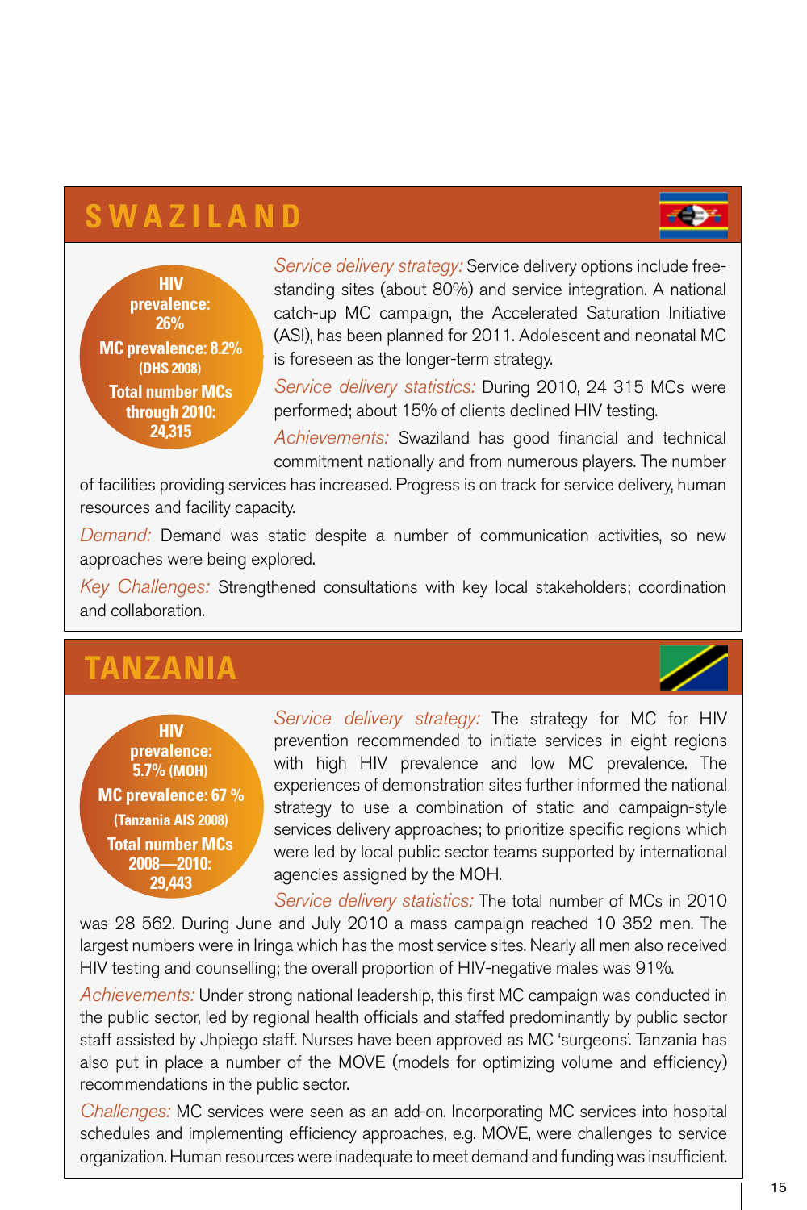## SWAZILAND

**HIV prevalence: 26%**
**MC prevalence: 8.2%**
**(DHS 2008)**
**Total number MCs through 2010: 24,315**

*Service delivery strategy:* Service delivery options include free-standing sites (about 80%) and service integration. A national catch-up MC campaign, the Accelerated Saturation Initiative (ASI), has been planned for 2011. Adolescent and neonatal MC is foreseen as the longer-term strategy.

*Service delivery statistics:* During 2010, 24 315 MCs were performed; about 15% of clients declined HIV testing.

*Achievements:* Swaziland has good financial and technical commitment nationally and from numerous players. The number of facilities providing services has increased. Progress is on track for service delivery, human resources and facility capacity.

*Demand:* Demand was static despite a number of communication activities, so new approaches were being explored.

*Key Challenges:* Strengthened consultations with key local stakeholders; coordination and collaboration.

## TANZANIA

**HIV prevalence: 5.7% (MOH)**
**MC prevalence: 67 %**
**(Tanzania AIS 2008)**
**Total number MCs 2008—2010: 29,443**

*Service delivery strategy:* The strategy for MC for HIV prevention recommended to initiate services in eight regions with high HIV prevalence and low MC prevalence. The experiences of demonstration sites further informed the national strategy to use a combination of static and campaign-style services delivery approaches; to prioritize specific regions which were led by local public sector teams supported by international agencies assigned by the MOH.

*Service delivery statistics:* The total number of MCs in 2010 was 28 562. During June and July 2010 a mass campaign reached 10 352 men. The largest numbers were in Iringa which has the most service sites. Nearly all men also received HIV testing and counselling; the overall proportion of HIV-negative males was 91%.

*Achievements:* Under strong national leadership, this first MC campaign was conducted in the public sector, led by regional health officials and staffed predominantly by public sector staff assisted by Jhpiego staff. Nurses have been approved as MC 'surgeons'. Tanzania has also put in place a number of the MOVE (models for optimizing volume and efficiency) recommendations in the public sector.

*Challenges:* MC services were seen as an add-on. Incorporating MC services into hospital schedules and implementing efficiency approaches, e.g. MOVE, were challenges to service organization. Human resources were inadequate to meet demand and funding was insufficient.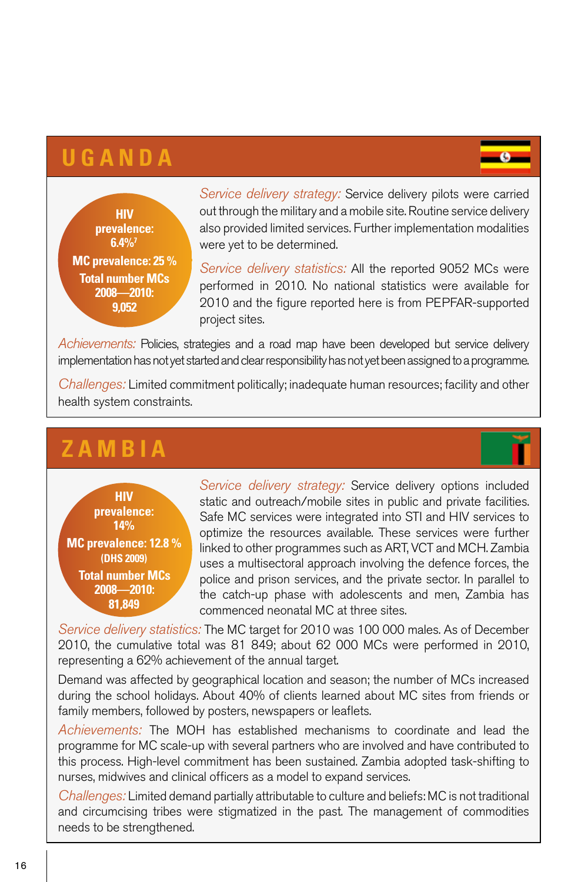## UGANDA

**HIV prevalence: 6.4%[7]**
**MC prevalence: 25 %**
**Total number MCs 2008—2010: 9,052**

*Service delivery strategy:* Service delivery pilots were carried out through the military and a mobile site. Routine service delivery also provided limited services. Further implementation modalities were yet to be determined.

*Service delivery statistics:* All the reported 9052 MCs were performed in 2010. No national statistics were available for 2010 and the figure reported here is from PEPFAR-supported project sites.

*Achievements:* Policies, strategies and a road map have been developed but service delivery implementation has not yet started and clear responsibility has not yet been assigned to a programme.

*Challenges:* Limited commitment politically; inadequate human resources; facility and other health system constraints.

## ZAMBIA

**HIV prevalence: 14%**
**MC prevalence: 12.8 %**
**(DHS 2009)**
**Total number MCs 2008—2010: 81,849**

*Service delivery strategy:* Service delivery options included static and outreach/mobile sites in public and private facilities. Safe MC services were integrated into STI and HIV services to optimize the resources available. These services were further linked to other programmes such as ART, VCT and MCH. Zambia uses a multisectoral approach involving the defence forces, the police and prison services, and the private sector. In parallel to the catch-up phase with adolescents and men, Zambia has commenced neonatal MC at three sites.

*Service delivery statistics:* The MC target for 2010 was 100 000 males. As of December 2010, the cumulative total was 81 849; about 62 000 MCs were performed in 2010, representing a 62% achievement of the annual target.

Demand was affected by geographical location and season; the number of MCs increased during the school holidays. About 40% of clients learned about MC sites from friends or family members, followed by posters, newspapers or leaflets.

*Achievements:* The MOH has established mechanisms to coordinate and lead the programme for MC scale-up with several partners who are involved and have contributed to this process. High-level commitment has been sustained. Zambia adopted task-shifting to nurses, midwives and clinical officers as a model to expand services.

*Challenges:* Limited demand partially attributable to culture and beliefs: MC is not traditional and circumcising tribes were stigmatized in the past. The management of commodities needs to be strengthened.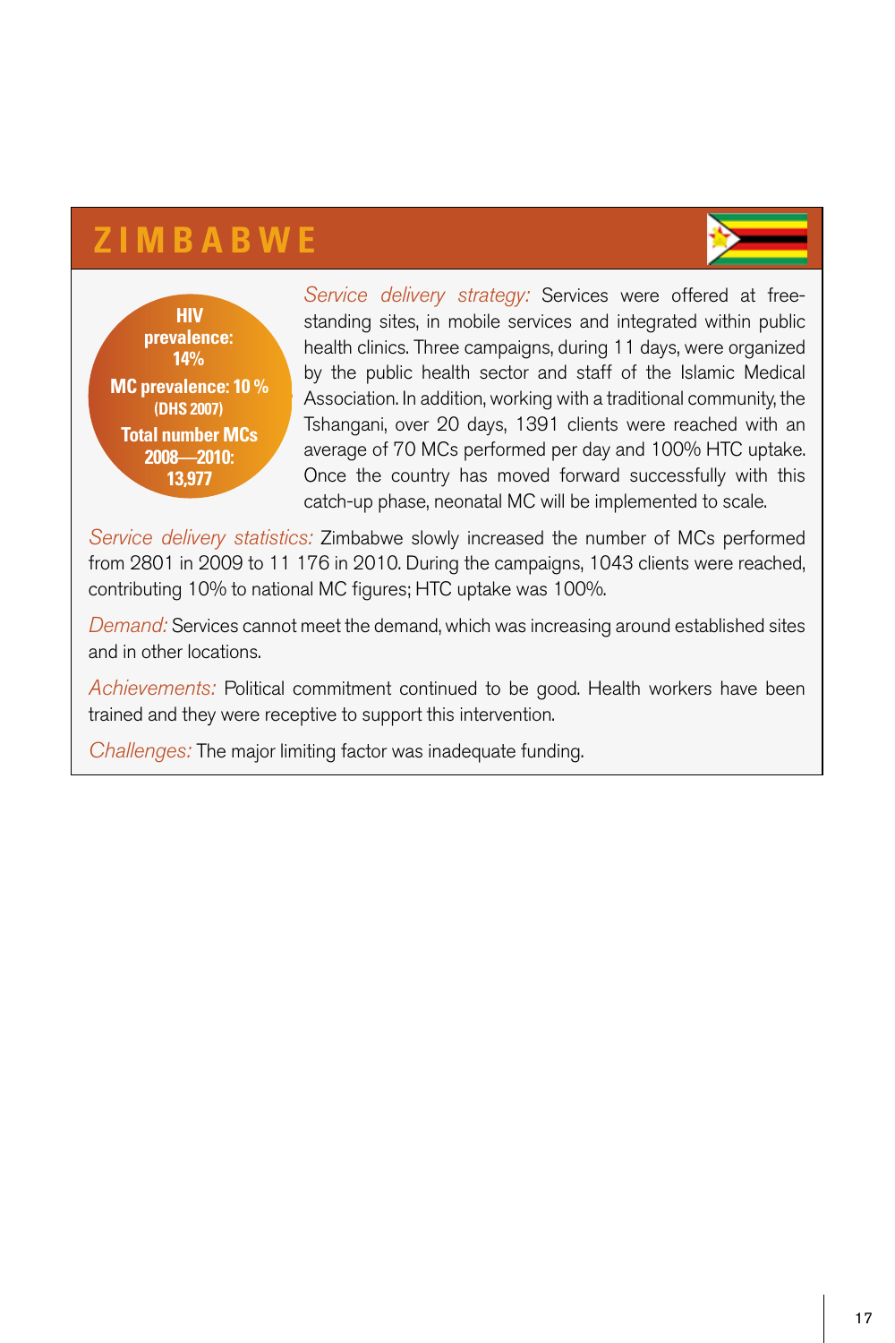# ZIMBABWE

**HIV prevalence: 14%**

**MC prevalence: 10 %**
**(DHS 2007)**

**Total number MCs 2008—2010: 13,977**

*Service delivery strategy:* Services were offered at free-standing sites, in mobile services and integrated within public health clinics. Three campaigns, during 11 days, were organized by the public health sector and staff of the Islamic Medical Association. In addition, working with a traditional community, the Tshangani, over 20 days, 1391 clients were reached with an average of 70 MCs performed per day and 100% HTC uptake. Once the country has moved forward successfully with this catch-up phase, neonatal MC will be implemented to scale.

*Service delivery statistics:* Zimbabwe slowly increased the number of MCs performed from 2801 in 2009 to 11 176 in 2010. During the campaigns, 1043 clients were reached, contributing 10% to national MC figures; HTC uptake was 100%.

*Demand:* Services cannot meet the demand, which was increasing around established sites and in other locations.

*Achievements:* Political commitment continued to be good. Health workers have been trained and they were receptive to support this intervention.

*Challenges:* The major limiting factor was inadequate funding.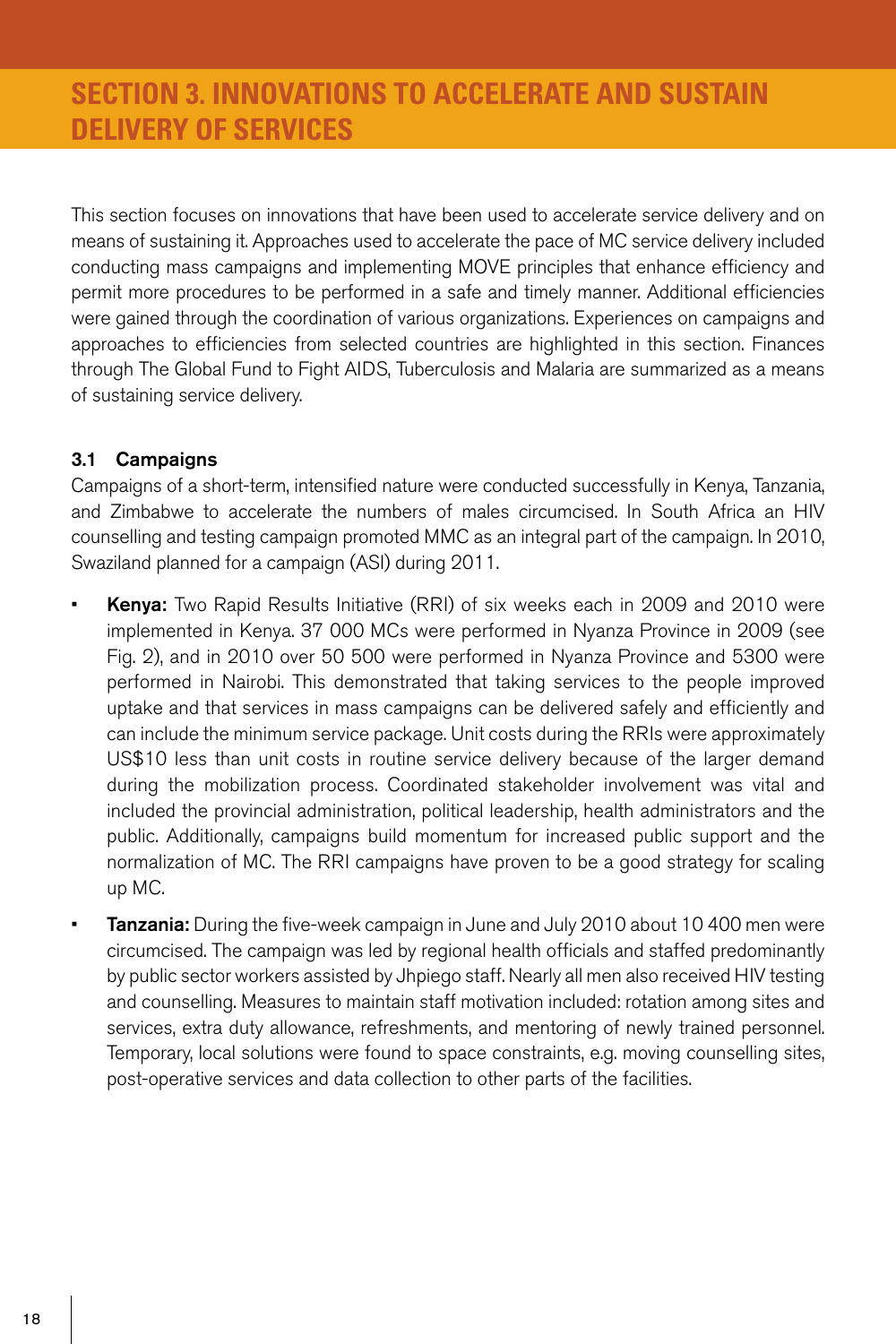# SECTION 3. INNOVATIONS TO ACCELERATE AND SUSTAIN DELIVERY OF SERVICES

This section focuses on innovations that have been used to accelerate service delivery and on means of sustaining it. Approaches used to accelerate the pace of MC service delivery included conducting mass campaigns and implementing MOVE principles that enhance efficiency and permit more procedures to be performed in a safe and timely manner. Additional efficiencies were gained through the coordination of various organizations. Experiences on campaigns and approaches to efficiencies from selected countries are highlighted in this section. Finances through The Global Fund to Fight AIDS, Tuberculosis and Malaria are summarized as a means of sustaining service delivery.

### 3.1 Campaigns

Campaigns of a short-term, intensified nature were conducted successfully in Kenya, Tanzania, and Zimbabwe to accelerate the numbers of males circumcised. In South Africa an HIV counselling and testing campaign promoted MMC as an integral part of the campaign. In 2010, Swaziland planned for a campaign (ASI) during 2011.

- **Kenya:** Two Rapid Results Initiative (RRI) of six weeks each in 2009 and 2010 were implemented in Kenya. 37 000 MCs were performed in Nyanza Province in 2009 (see Fig. 2), and in 2010 over 50 500 were performed in Nyanza Province and 5300 were performed in Nairobi. This demonstrated that taking services to the people improved uptake and that services in mass campaigns can be delivered safely and efficiently and can include the minimum service package. Unit costs during the RRIs were approximately US$10 less than unit costs in routine service delivery because of the larger demand during the mobilization process. Coordinated stakeholder involvement was vital and included the provincial administration, political leadership, health administrators and the public. Additionally, campaigns build momentum for increased public support and the normalization of MC. The RRI campaigns have proven to be a good strategy for scaling up MC.
- **Tanzania:** During the five-week campaign in June and July 2010 about 10 400 men were circumcised. The campaign was led by regional health officials and staffed predominantly by public sector workers assisted by Jhpiego staff. Nearly all men also received HIV testing and counselling. Measures to maintain staff motivation included: rotation among sites and services, extra duty allowance, refreshments, and mentoring of newly trained personnel. Temporary, local solutions were found to space constraints, e.g. moving counselling sites, post-operative services and data collection to other parts of the facilities.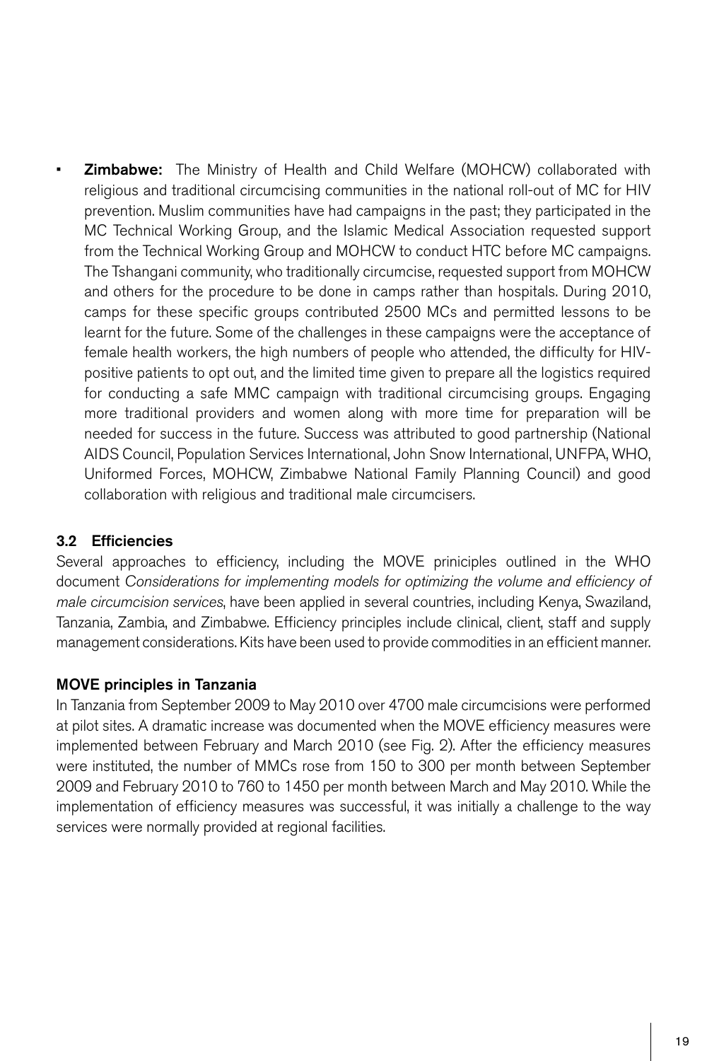- **Zimbabwe:** The Ministry of Health and Child Welfare (MOHCW) collaborated with religious and traditional circumcising communities in the national roll-out of MC for HIV prevention. Muslim communities have had campaigns in the past; they participated in the MC Technical Working Group, and the Islamic Medical Association requested support from the Technical Working Group and MOHCW to conduct HTC before MC campaigns. The Tshangani community, who traditionally circumcise, requested support from MOHCW and others for the procedure to be done in camps rather than hospitals. During 2010, camps for these specific groups contributed 2500 MCs and permitted lessons to be learnt for the future. Some of the challenges in these campaigns were the acceptance of female health workers, the high numbers of people who attended, the difficulty for HIV-positive patients to opt out, and the limited time given to prepare all the logistics required for conducting a safe MMC campaign with traditional circumcising groups. Engaging more traditional providers and women along with more time for preparation will be needed for success in the future. Success was attributed to good partnership (National AIDS Council, Population Services International, John Snow International, UNFPA, WHO, Uniformed Forces, MOHCW, Zimbabwe National Family Planning Council) and good collaboration with religious and traditional male circumcisers.

### 3.2 Efficiencies

Several approaches to efficiency, including the MOVE priniciples outlined in the WHO document *Considerations for implementing models for optimizing the volume and efficiency of male circumcision services*, have been applied in several countries, including Kenya, Swaziland, Tanzania, Zambia, and Zimbabwe. Efficiency principles include clinical, client, staff and supply management considerations. Kits have been used to provide commodities in an efficient manner.

#### MOVE principles in Tanzania

In Tanzania from September 2009 to May 2010 over 4700 male circumcisions were performed at pilot sites. A dramatic increase was documented when the MOVE efficiency measures were implemented between February and March 2010 (see Fig. 2). After the efficiency measures were instituted, the number of MMCs rose from 150 to 300 per month between September 2009 and February 2010 to 760 to 1450 per month between March and May 2010. While the implementation of efficiency measures was successful, it was initially a challenge to the way services were normally provided at regional facilities.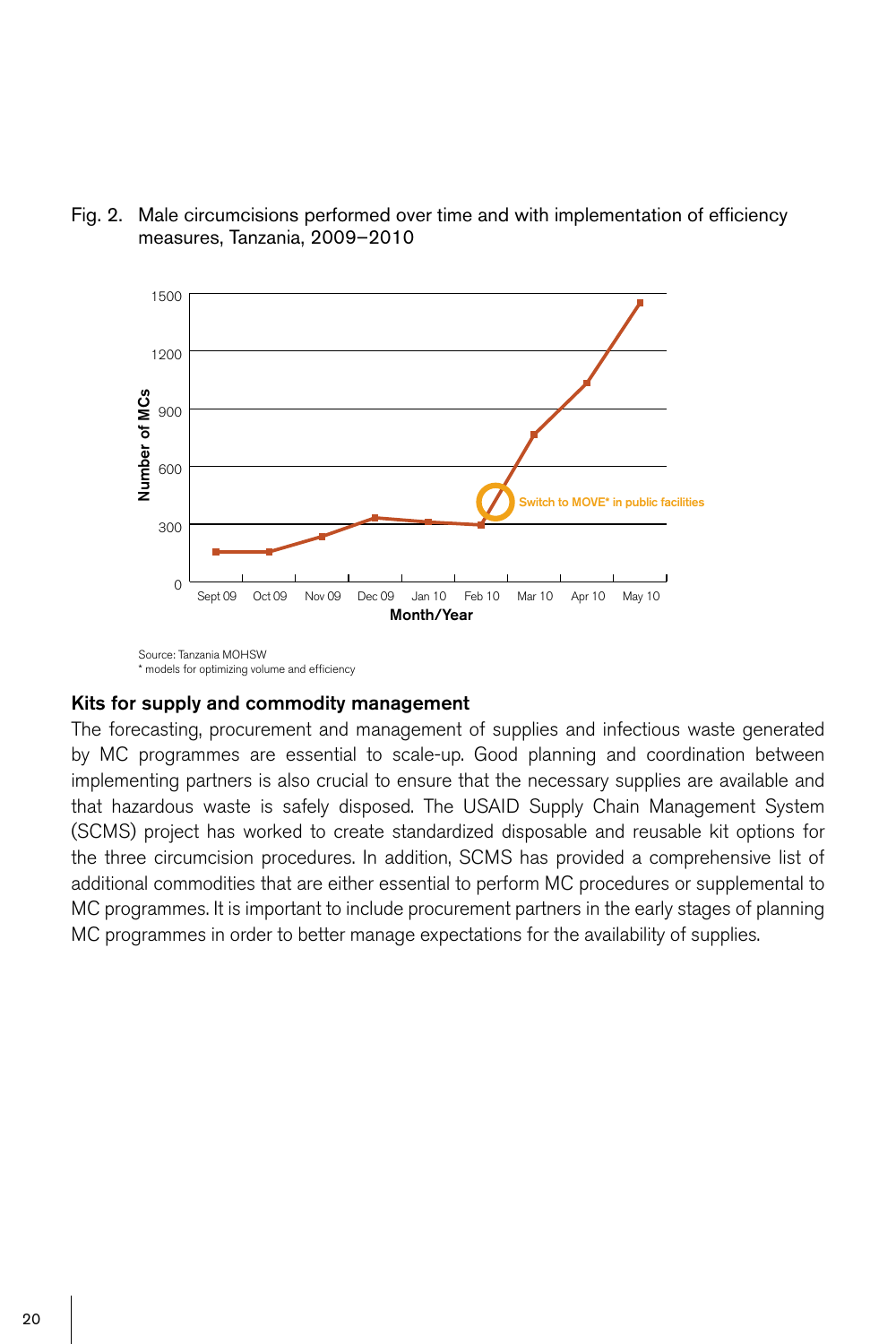Fig. 2. Male circumcisions performed over time and with implementation of efficiency measures, Tanzania, 2009–2010

Source: Tanzania MOHSW
* models for optimizing volume and efficiency

### Kits for supply and commodity management

The forecasting, procurement and management of supplies and infectious waste generated by MC programmes are essential to scale-up. Good planning and coordination between implementing partners is also crucial to ensure that the necessary supplies are available and that hazardous waste is safely disposed. The USAID Supply Chain Management System (SCMS) project has worked to create standardized disposable and reusable kit options for the three circumcision procedures. In addition, SCMS has provided a comprehensive list of additional commodities that are either essential to perform MC procedures or supplemental to MC programmes. It is important to include procurement partners in the early stages of planning MC programmes in order to better manage expectations for the availability of supplies.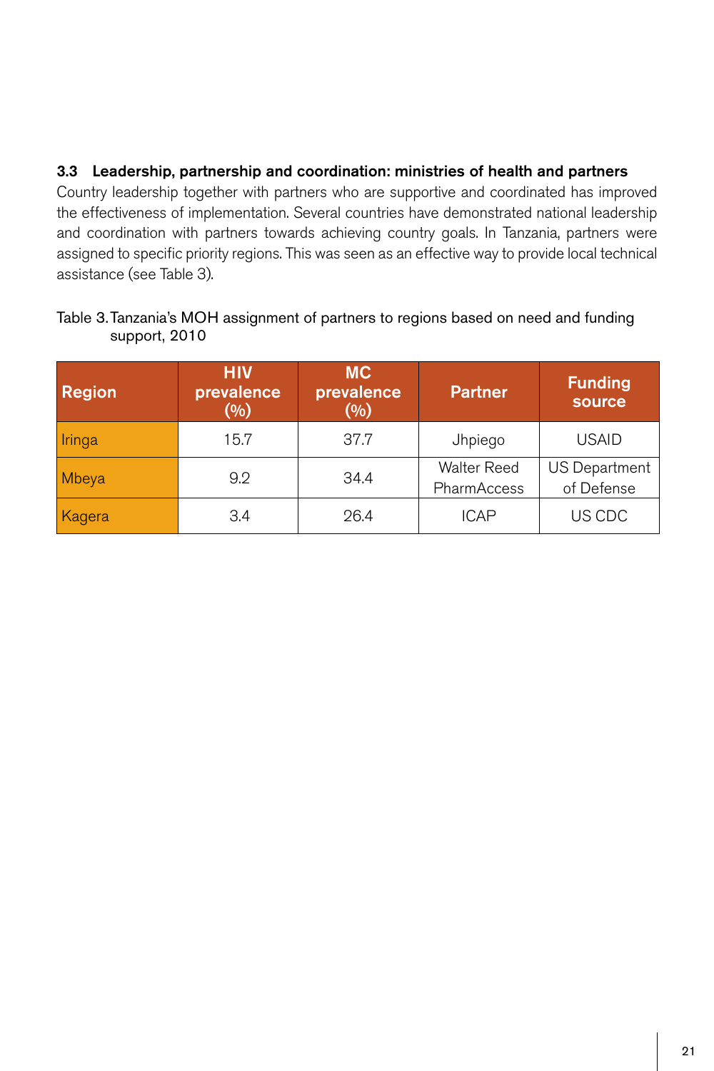### 3.3 Leadership, partnership and coordination: ministries of health and partners

Country leadership together with partners who are supportive and coordinated has improved the effectiveness of implementation. Several countries have demonstrated national leadership and coordination with partners towards achieving country goals. In Tanzania, partners were assigned to specific priority regions. This was seen as an effective way to provide local technical assistance (see Table 3).

Table 3. Tanzania's MOH assignment of partners to regions based on need and funding support, 2010

| Region | HIV prevalence (%) | MC prevalence (%) | Partner | Funding source |
|---|---|---|---|---|
| Iringa | 15.7 | 37.7 | Jhpiego | USAID |
| Mbeya | 9.2 | 34.4 | Walter Reed PharmAccess | US Department of Defense |
| Kagera | 3.4 | 26.4 | ICAP | US CDC |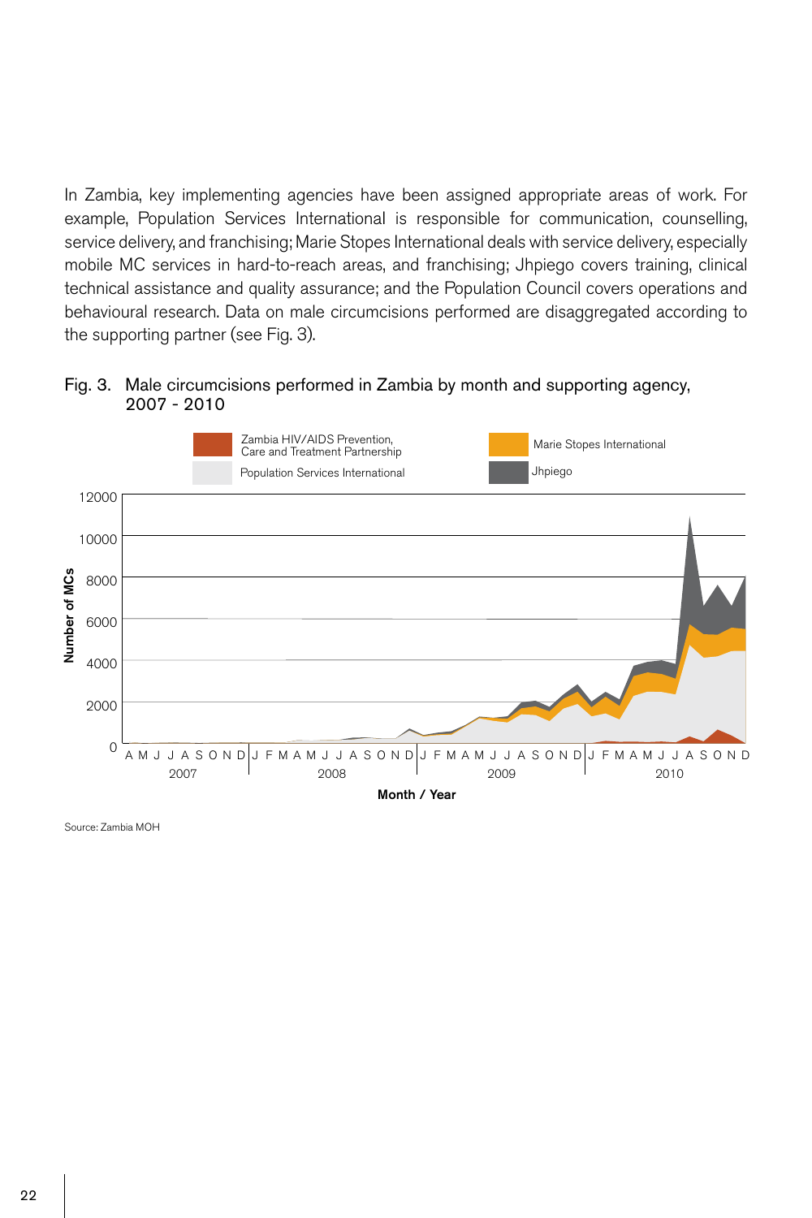In Zambia, key implementing agencies have been assigned appropriate areas of work. For example, Population Services International is responsible for communication, counselling, service delivery, and franchising; Marie Stopes International deals with service delivery, especially mobile MC services in hard-to-reach areas, and franchising; Jhpiego covers training, clinical technical assistance and quality assurance; and the Population Council covers operations and behavioural research. Data on male circumcisions performed are disaggregated according to the supporting partner (see Fig. 3).

Fig. 3. Male circumcisions performed in Zambia by month and supporting agency, 2007 - 2010

Source: Zambia MOH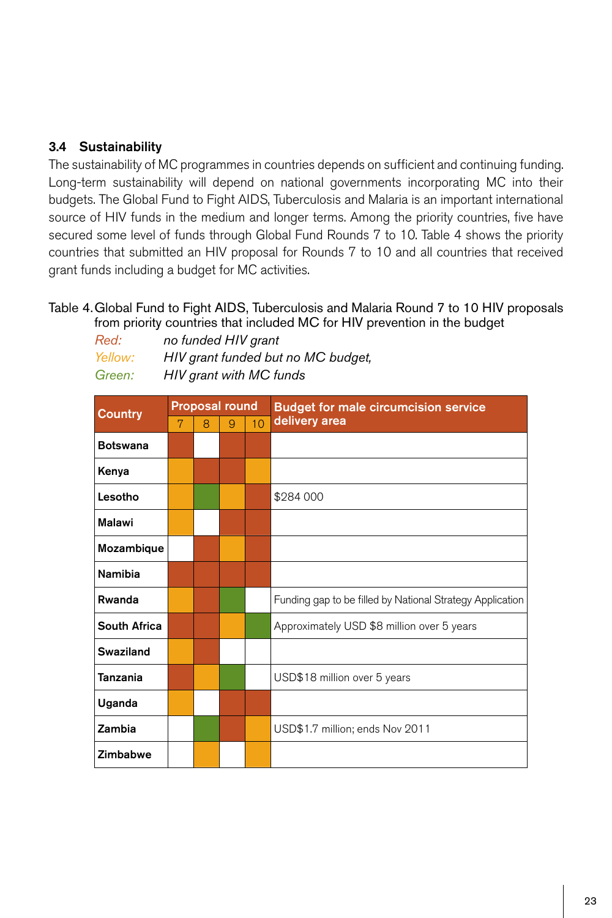### 3.4 Sustainability

The sustainability of MC programmes in countries depends on sufficient and continuing funding. Long-term sustainability will depend on national governments incorporating MC into their budgets. The Global Fund to Fight AIDS, Tuberculosis and Malaria is an important international source of HIV funds in the medium and longer terms. Among the priority countries, five have secured some level of funds through Global Fund Rounds 7 to 10. Table 4 shows the priority countries that submitted an HIV proposal for Rounds 7 to 10 and all countries that received grant funds including a budget for MC activities.

Table 4. Global Fund to Fight AIDS, Tuberculosis and Malaria Round 7 to 10 HIV proposals from priority countries that included MC for HIV prevention in the budget

*Red:* *no funded HIV grant*
*Yellow:* *HIV grant funded but no MC budget,*
*Green:* *HIV grant with MC funds*

| Country | Proposal round | | | | Budget for male circumcision service delivery area |
|---|---|---|---|---|---|
| | 7 | 8 | 9 | 10 | |
| **Botswana** | Red | | Red | Red | |
| **Kenya** | Yellow | Red | Red | Yellow | |
| **Lesotho** | Yellow | Green | Yellow | Red | $284 000 |
| **Malawi** | Yellow | | Red | Red | |
| **Mozambique** | | Red | Yellow | Red | |
| **Namibia** | Red | Red | Red | Red | |
| **Rwanda** | Yellow | Red | Green | | Funding gap to be filled by National Strategy Application |
| **South Africa** | Red | Red | Yellow | Green | Approximately USD $8 million over 5 years |
| **Swaziland** | Yellow | Red | | | |
| **Tanzania** | Red | Yellow | Green | | USD$18 million over 5 years |
| **Uganda** | Yellow | | Red | Red | |
| **Zambia** | | Green | Red | Yellow | USD$1.7 million; ends Nov 2011 |
| **Zimbabwe** | | Yellow | | Yellow | |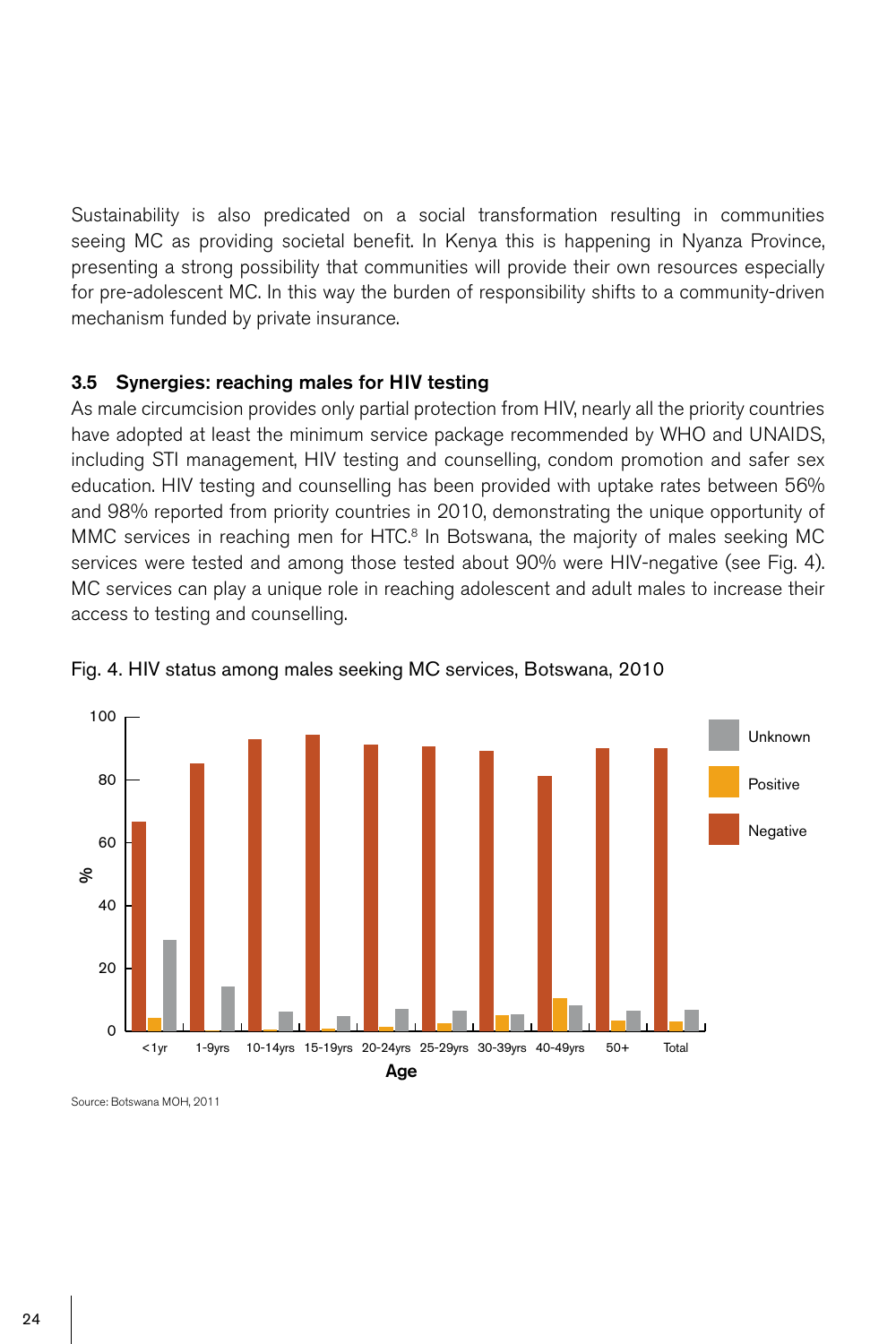Sustainability is also predicated on a social transformation resulting in communities seeing MC as providing societal benefit. In Kenya this is happening in Nyanza Province, presenting a strong possibility that communities will provide their own resources especially for pre-adolescent MC. In this way the burden of responsibility shifts to a community-driven mechanism funded by private insurance.

### 3.5 Synergies: reaching males for HIV testing

As male circumcision provides only partial protection from HIV, nearly all the priority countries have adopted at least the minimum service package recommended by WHO and UNAIDS, including STI management, HIV testing and counselling, condom promotion and safer sex education. HIV testing and counselling has been provided with uptake rates between 56% and 98% reported from priority countries in 2010, demonstrating the unique opportunity of MMC services in reaching men for HTC.[8] In Botswana, the majority of males seeking MC services were tested and among those tested about 90% were HIV-negative (see Fig. 4). MC services can play a unique role in reaching adolescent and adult males to increase their access to testing and counselling.

Fig. 4. HIV status among males seeking MC services, Botswana, 2010

Source: Botswana MOH, 2011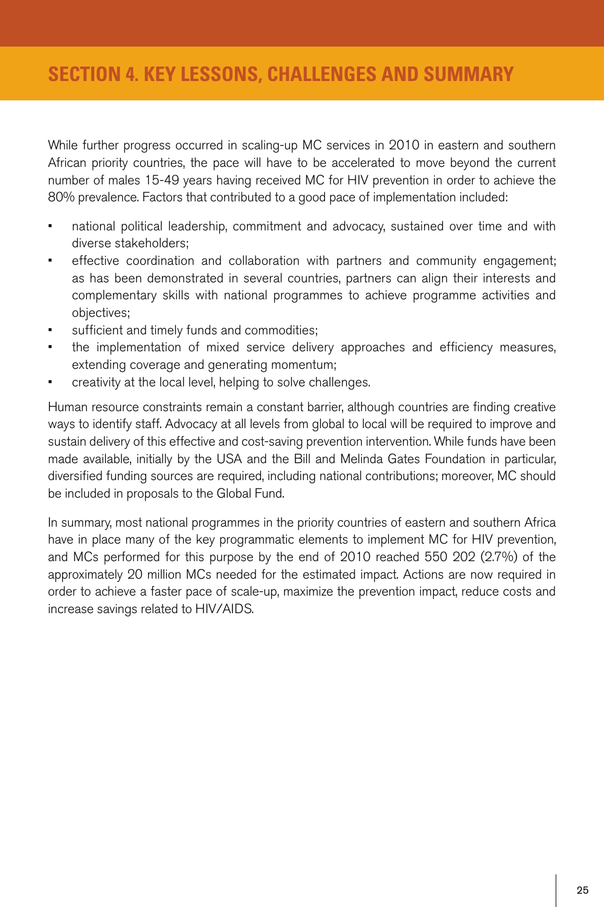# SECTION 4. KEY LESSONS, CHALLENGES AND SUMMARY

While further progress occurred in scaling-up MC services in 2010 in eastern and southern African priority countries, the pace will have to be accelerated to move beyond the current number of males 15-49 years having received MC for HIV prevention in order to achieve the 80% prevalence. Factors that contributed to a good pace of implementation included:

- national political leadership, commitment and advocacy, sustained over time and with diverse stakeholders;
- effective coordination and collaboration with partners and community engagement; as has been demonstrated in several countries, partners can align their interests and complementary skills with national programmes to achieve programme activities and objectives;
- sufficient and timely funds and commodities;
- the implementation of mixed service delivery approaches and efficiency measures, extending coverage and generating momentum;
- creativity at the local level, helping to solve challenges.

Human resource constraints remain a constant barrier, although countries are finding creative ways to identify staff. Advocacy at all levels from global to local will be required to improve and sustain delivery of this effective and cost-saving prevention intervention. While funds have been made available, initially by the USA and the Bill and Melinda Gates Foundation in particular, diversified funding sources are required, including national contributions; moreover, MC should be included in proposals to the Global Fund.

In summary, most national programmes in the priority countries of eastern and southern Africa have in place many of the key programmatic elements to implement MC for HIV prevention, and MCs performed for this purpose by the end of 2010 reached 550 202 (2.7%) of the approximately 20 million MCs needed for the estimated impact. Actions are now required in order to achieve a faster pace of scale-up, maximize the prevention impact, reduce costs and increase savings related to HIV/AIDS.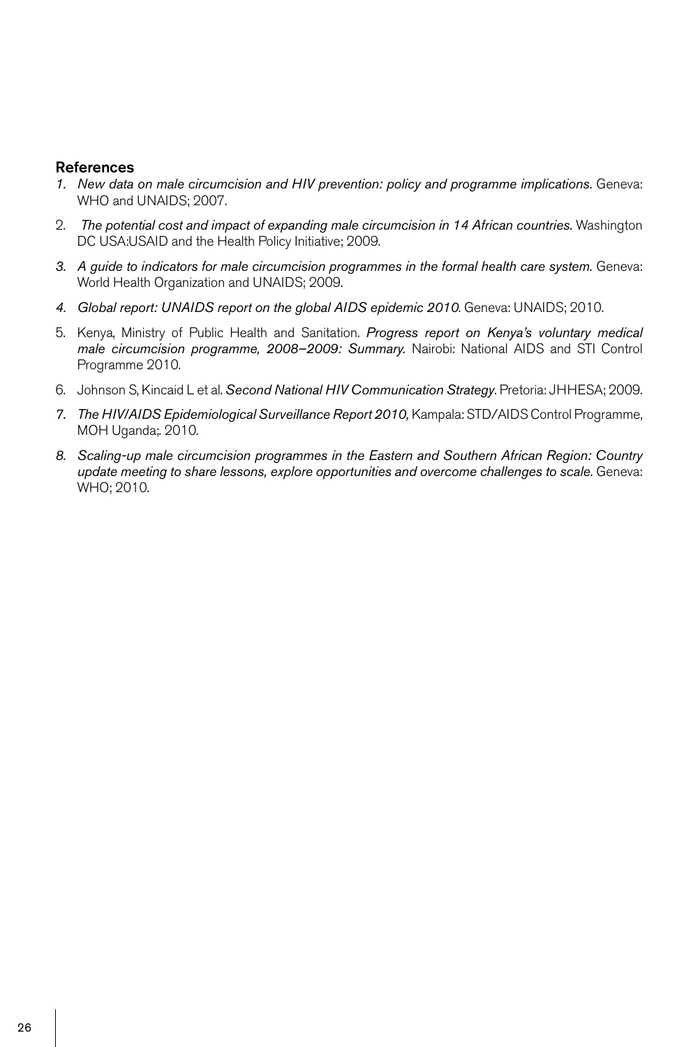## References

1. *New data on male circumcision and HIV prevention: policy and programme implications.* Geneva: WHO and UNAIDS; 2007.
2. *The potential cost and impact of expanding male circumcision in 14 African countries.* Washington DC USA:USAID and the Health Policy Initiative; 2009.
3. *A guide to indicators for male circumcision programmes in the formal health care system.* Geneva: World Health Organization and UNAIDS; 2009.
4. *Global report: UNAIDS report on the global AIDS epidemic 2010.* Geneva: UNAIDS; 2010.
5. Kenya, Ministry of Public Health and Sanitation. *Progress report on Kenya's voluntary medical male circumcision programme, 2008–2009: Summary.* Nairobi: National AIDS and STI Control Programme 2010.
6. Johnson S, Kincaid L et al. *Second National HIV Communication Strategy*. Pretoria: JHHESA; 2009.
7. *The HIV/AIDS Epidemiological Surveillance Report 2010,* Kampala: STD/AIDS Control Programme, MOH Uganda;. 2010.
8. *Scaling-up male circumcision programmes in the Eastern and Southern African Region: Country update meeting to share lessons, explore opportunities and overcome challenges to scale.* Geneva: WHO; 2010.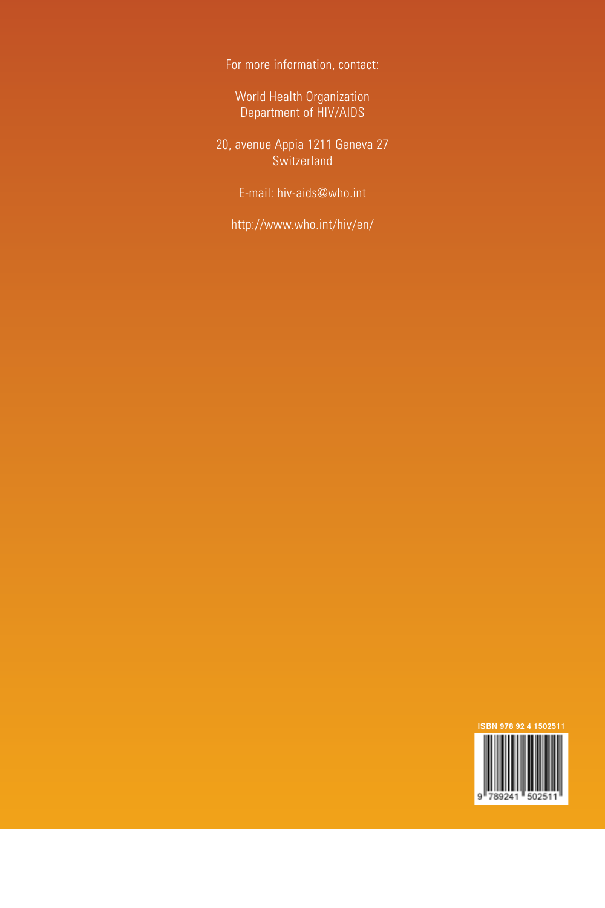For more information, contact:

World Health Organization
Department of HIV/AIDS

20, avenue Appia 1211 Geneva 27
Switzerland

E-mail: hiv-aids@who.int

http://www.who.int/hiv/en/

ISBN 978 92 4 1502511